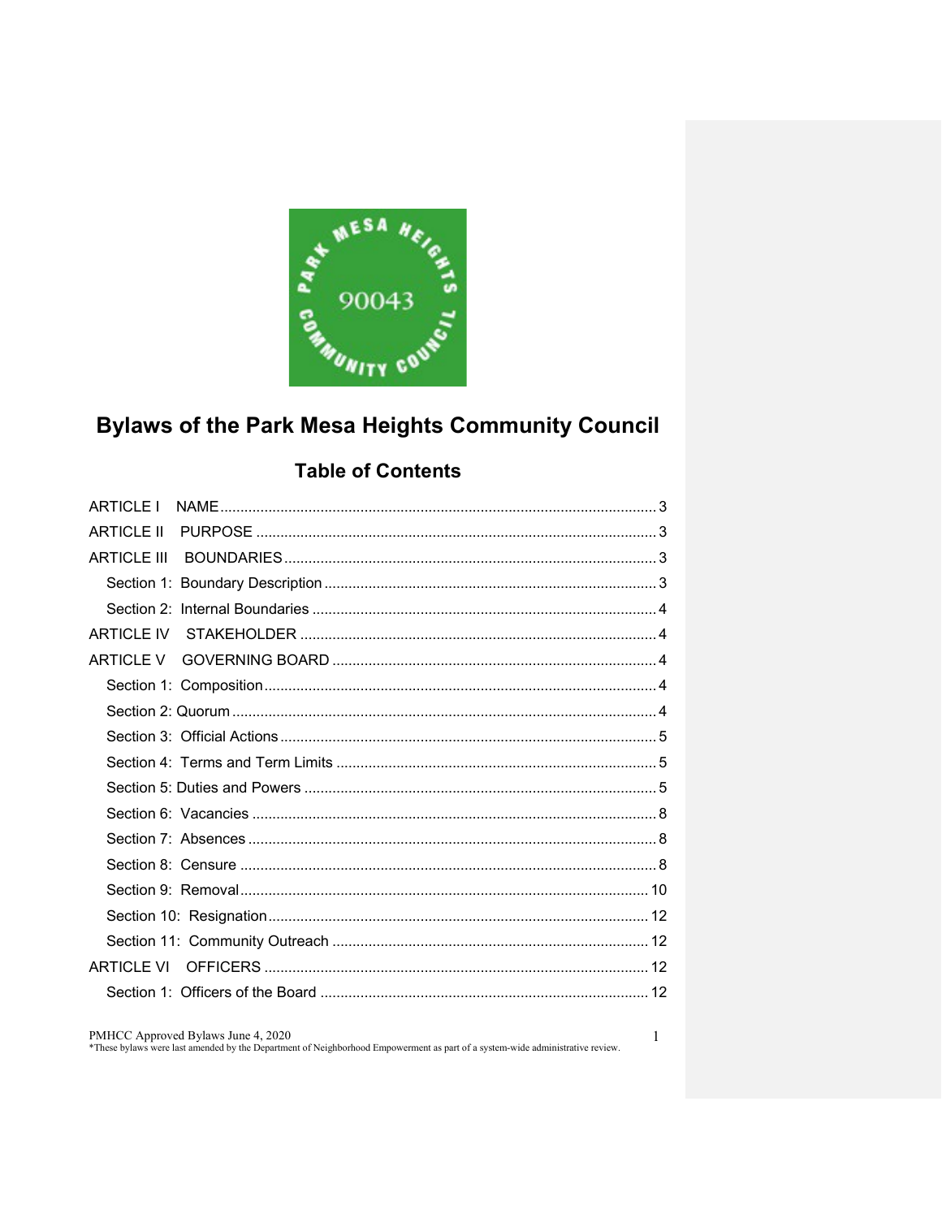# Bylaws of the Park Mesa Heights Community Council

## Table of Contents

ARTICLE I NAME ........................................................................ 3

ARTICLE II PURPOSE ........................................................................ 3

ARTICLE III BOUNDARIES ........................................................................ 3

- Section 1: Boundary Description ........................................................................ 3
- Section 2: Internal Boundaries ........................................................................ 4

ARTICLE IV STAKEHOLDER ........................................................................ 4

ARTICLE V GOVERNING BOARD ........................................................................ 4

- Section 1: Composition ........................................................................ 4
- Section 2: Quorum ........................................................................ 4
- Section 3: Official Actions ........................................................................ 5
- Section 4: Terms and Term Limits ........................................................................ 5
- Section 5: Duties and Powers ........................................................................ 5
- Section 6: Vacancies ........................................................................ 8
- Section 7: Absences ........................................................................ 8
- Section 8: Censure ........................................................................ 8
- Section 9: Removal ........................................................................ 10
- Section 10: Resignation ........................................................................ 12
- Section 11: Community Outreach ........................................................................ 12

ARTICLE VI OFFICERS ........................................................................ 12

- Section 1: Officers of the Board ........................................................................ 12

PMHCC Approved Bylaws June 4, 2020
*These bylaws were last amended by the Department of Neighborhood Empowerment as part of a system-wide administrative review.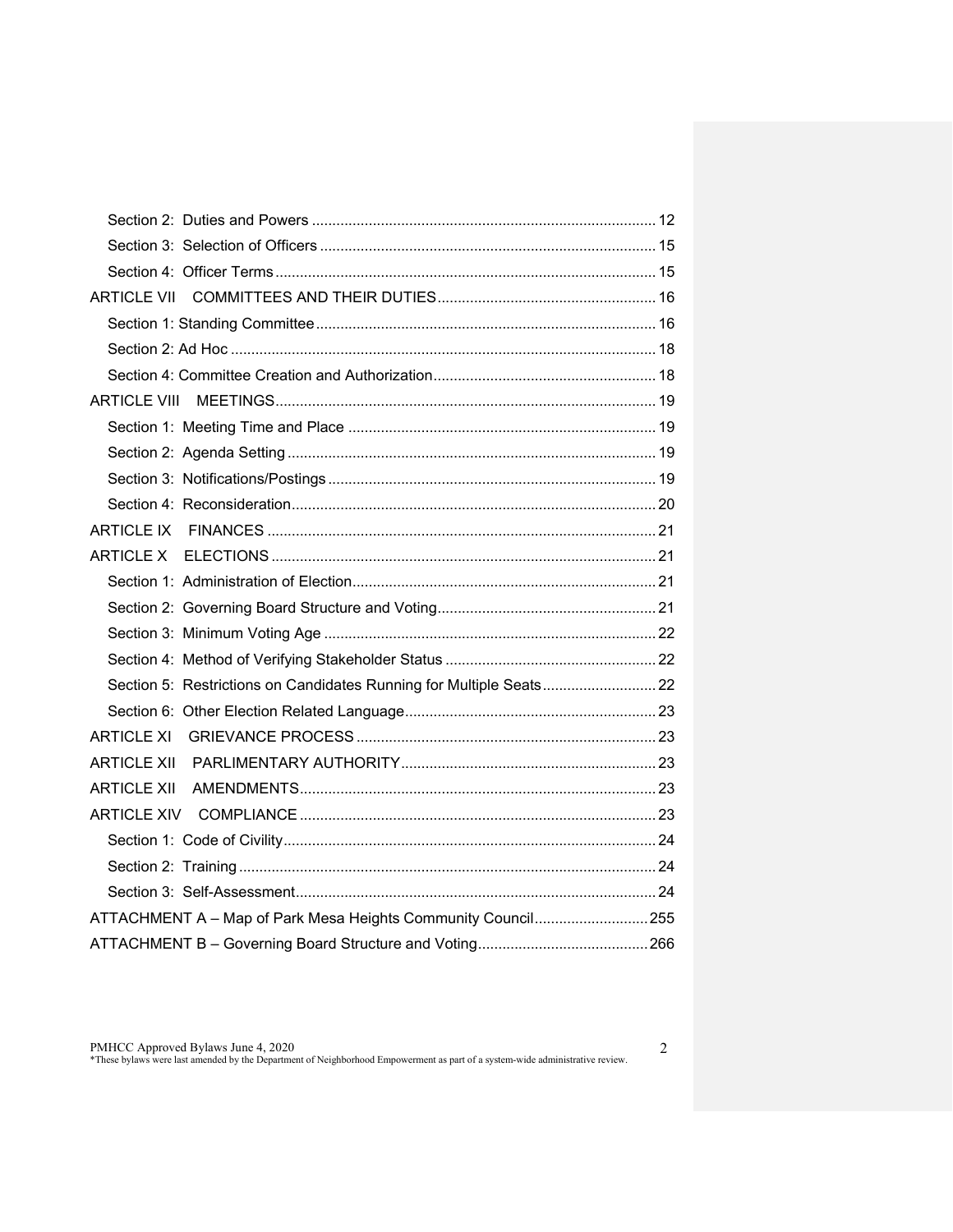Section 2: Duties and Powers ..... 12

Section 3: Selection of Officers ..... 15

Section 4: Officer Terms ..... 15

ARTICLE VII COMMITTEES AND THEIR DUTIES ..... 16

Section 1: Standing Committee ..... 16

Section 2: Ad Hoc ..... 18

Section 4: Committee Creation and Authorization ..... 18

ARTICLE VIII MEETINGS ..... 19

Section 1: Meeting Time and Place ..... 19

Section 2: Agenda Setting ..... 19

Section 3: Notifications/Postings ..... 19

Section 4: Reconsideration ..... 20

ARTICLE IX FINANCES ..... 21

ARTICLE X ELECTIONS ..... 21

Section 1: Administration of Election ..... 21

Section 2: Governing Board Structure and Voting ..... 21

Section 3: Minimum Voting Age ..... 22

Section 4: Method of Verifying Stakeholder Status ..... 22

Section 5: Restrictions on Candidates Running for Multiple Seats ..... 22

Section 6: Other Election Related Language ..... 23

ARTICLE XI GRIEVANCE PROCESS ..... 23

ARTICLE XII PARLIMENTARY AUTHORITY ..... 23

ARTICLE XII AMENDMENTS ..... 23

ARTICLE XIV COMPLIANCE ..... 23

Section 1: Code of Civility ..... 24

Section 2: Training ..... 24

Section 3: Self-Assessment ..... 24

ATTACHMENT A – Map of Park Mesa Heights Community Council ..... 255

ATTACHMENT B – Governing Board Structure and Voting ..... 266

PMHCC Approved Bylaws June 4, 2020
*These bylaws were last amended by the Department of Neighborhood Empowerment as part of a system-wide administrative review.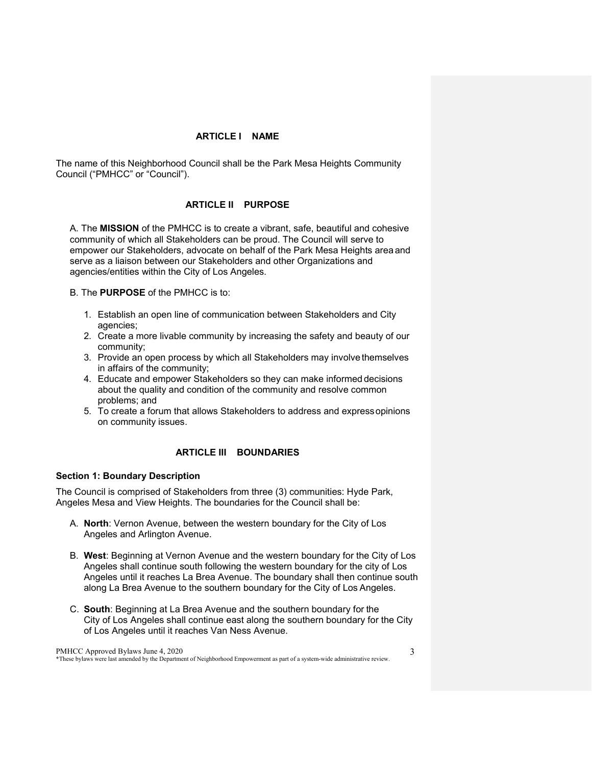## ARTICLE I NAME

The name of this Neighborhood Council shall be the Park Mesa Heights Community Council ("PMHCC" or "Council").

## ARTICLE II PURPOSE

A. The **MISSION** of the PMHCC is to create a vibrant, safe, beautiful and cohesive community of which all Stakeholders can be proud. The Council will serve to empower our Stakeholders, advocate on behalf of the Park Mesa Heights area and serve as a liaison between our Stakeholders and other Organizations and agencies/entities within the City of Los Angeles.

B. The **PURPOSE** of the PMHCC is to:

1. Establish an open line of communication between Stakeholders and City agencies;
2. Create a more livable community by increasing the safety and beauty of our community;
3. Provide an open process by which all Stakeholders may involve themselves in affairs of the community;
4. Educate and empower Stakeholders so they can make informed decisions about the quality and condition of the community and resolve common problems; and
5. To create a forum that allows Stakeholders to address and express opinions on community issues.

## ARTICLE III BOUNDARIES

### Section 1: Boundary Description

The Council is comprised of Stakeholders from three (3) communities: Hyde Park, Angeles Mesa and View Heights. The boundaries for the Council shall be:

A. **North**: Vernon Avenue, between the western boundary for the City of Los Angeles and Arlington Avenue.

B. **West**: Beginning at Vernon Avenue and the western boundary for the City of Los Angeles shall continue south following the western boundary for the city of Los Angeles until it reaches La Brea Avenue. The boundary shall then continue south along La Brea Avenue to the southern boundary for the City of Los Angeles.

C. **South**: Beginning at La Brea Avenue and the southern boundary for the City of Los Angeles shall continue east along the southern boundary for the City of Los Angeles until it reaches Van Ness Avenue.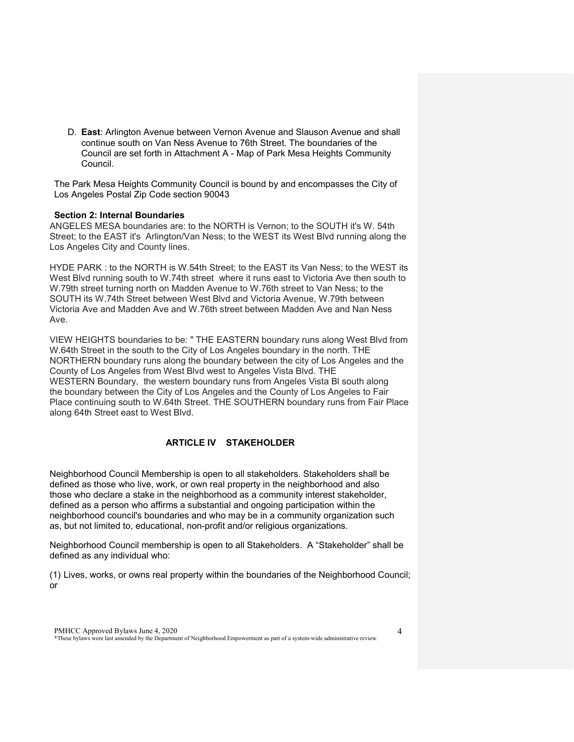D. **East**: Arlington Avenue between Vernon Avenue and Slauson Avenue and shall continue south on Van Ness Avenue to 76th Street. The boundaries of the Council are set forth in Attachment A - Map of Park Mesa Heights Community Council.

The Park Mesa Heights Community Council is bound by and encompasses the City of Los Angeles Postal Zip Code section 90043

**Section 2: Internal Boundaries**

ANGELES MESA boundaries are: to the NORTH is Vernon; to the SOUTH it's W. 54th Street; to the EAST it's Arlington/Van Ness; to the WEST its West Blvd running along the Los Angeles City and County lines.

HYDE PARK : to the NORTH is W.54th Street; to the EAST its Van Ness; to the WEST its West Blvd running south to W.74th street where it runs east to Victoria Ave then south to W.79th street turning north on Madden Avenue to W.76th street to Van Ness; to the SOUTH its W.74th Street between West Blvd and Victoria Avenue, W.79th between Victoria Ave and Madden Ave and W.76th street between Madden Ave and Nan Ness Ave.

VIEW HEIGHTS boundaries to be: " THE EASTERN boundary runs along West Blvd from W.64th Street in the south to the City of Los Angeles boundary in the north. THE NORTHERN boundary runs along the boundary between the city of Los Angeles and the County of Los Angeles from West Blvd west to Angeles Vista Blvd. THE WESTERN Boundary, the western boundary runs from Angeles Vista Bl south along the boundary between the City of Los Angeles and the County of Los Angeles to Fair Place continuing south to W.64th Street. THE SOUTHERN boundary runs from Fair Place along 64th Street east to West Blvd.

## ARTICLE IV STAKEHOLDER

Neighborhood Council Membership is open to all stakeholders. Stakeholders shall be defined as those who live, work, or own real property in the neighborhood and also those who declare a stake in the neighborhood as a community interest stakeholder, defined as a person who affirms a substantial and ongoing participation within the neighborhood council's boundaries and who may be in a community organization such as, but not limited to, educational, non-profit and/or religious organizations.

Neighborhood Council membership is open to all Stakeholders. A "Stakeholder" shall be defined as any individual who:

(1) Lives, works, or owns real property within the boundaries of the Neighborhood Council; or

PMHCC Approved Bylaws June 4, 2020
*These bylaws were last amended by the Department of Neighborhood Empowerment as part of a system-wide administrative review.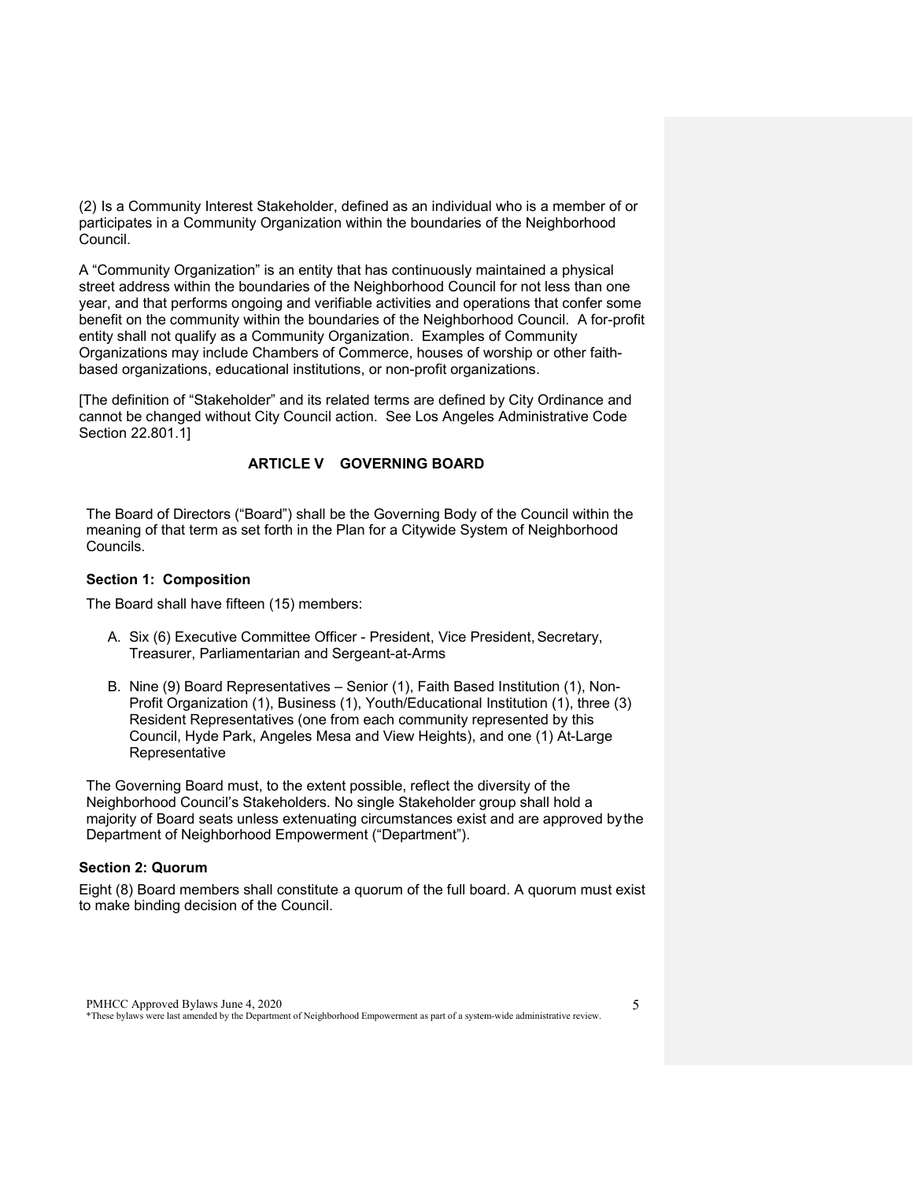(2) Is a Community Interest Stakeholder, defined as an individual who is a member of or participates in a Community Organization within the boundaries of the Neighborhood Council.

A "Community Organization" is an entity that has continuously maintained a physical street address within the boundaries of the Neighborhood Council for not less than one year, and that performs ongoing and verifiable activities and operations that confer some benefit on the community within the boundaries of the Neighborhood Council. A for-profit entity shall not qualify as a Community Organization. Examples of Community Organizations may include Chambers of Commerce, houses of worship or other faith-based organizations, educational institutions, or non-profit organizations.

[The definition of "Stakeholder" and its related terms are defined by City Ordinance and cannot be changed without City Council action. See Los Angeles Administrative Code Section 22.801.1]

## ARTICLE V GOVERNING BOARD

The Board of Directors ("Board") shall be the Governing Body of the Council within the meaning of that term as set forth in the Plan for a Citywide System of Neighborhood Councils.

### Section 1: Composition

The Board shall have fifteen (15) members:

A. Six (6) Executive Committee Officer - President, Vice President, Secretary, Treasurer, Parliamentarian and Sergeant-at-Arms

B. Nine (9) Board Representatives – Senior (1), Faith Based Institution (1), Non-Profit Organization (1), Business (1), Youth/Educational Institution (1), three (3) Resident Representatives (one from each community represented by this Council, Hyde Park, Angeles Mesa and View Heights), and one (1) At-Large Representative

The Governing Board must, to the extent possible, reflect the diversity of the Neighborhood Council's Stakeholders. No single Stakeholder group shall hold a majority of Board seats unless extenuating circumstances exist and are approved by the Department of Neighborhood Empowerment ("Department").

### Section 2: Quorum

Eight (8) Board members shall constitute a quorum of the full board. A quorum must exist to make binding decision of the Council.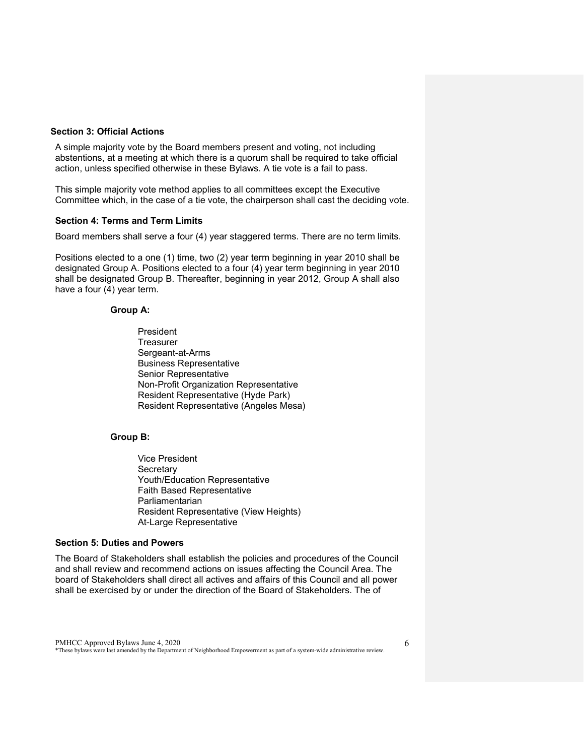**Section 3: Official Actions**

A simple majority vote by the Board members present and voting, not including abstentions, at a meeting at which there is a quorum shall be required to take official action, unless specified otherwise in these Bylaws. A tie vote is a fail to pass.

This simple majority vote method applies to all committees except the Executive Committee which, in the case of a tie vote, the chairperson shall cast the deciding vote.

**Section 4: Terms and Term Limits**

Board members shall serve a four (4) year staggered terms. There are no term limits.

Positions elected to a one (1) time, two (2) year term beginning in year 2010 shall be designated Group A. Positions elected to a four (4) year term beginning in year 2010 shall be designated Group B. Thereafter, beginning in year 2012, Group A shall also have a four (4) year term.

**Group A:**

- President
- Treasurer
- Sergeant-at-Arms
- Business Representative
- Senior Representative
- Non-Profit Organization Representative
- Resident Representative (Hyde Park)
- Resident Representative (Angeles Mesa)

**Group B:**

- Vice President
- Secretary
- Youth/Education Representative
- Faith Based Representative
- Parliamentarian
- Resident Representative (View Heights)
- At-Large Representative

**Section 5: Duties and Powers**

The Board of Stakeholders shall establish the policies and procedures of the Council and shall review and recommend actions on issues affecting the Council Area. The board of Stakeholders shall direct all actives and affairs of this Council and all power shall be exercised by or under the direction of the Board of Stakeholders. The of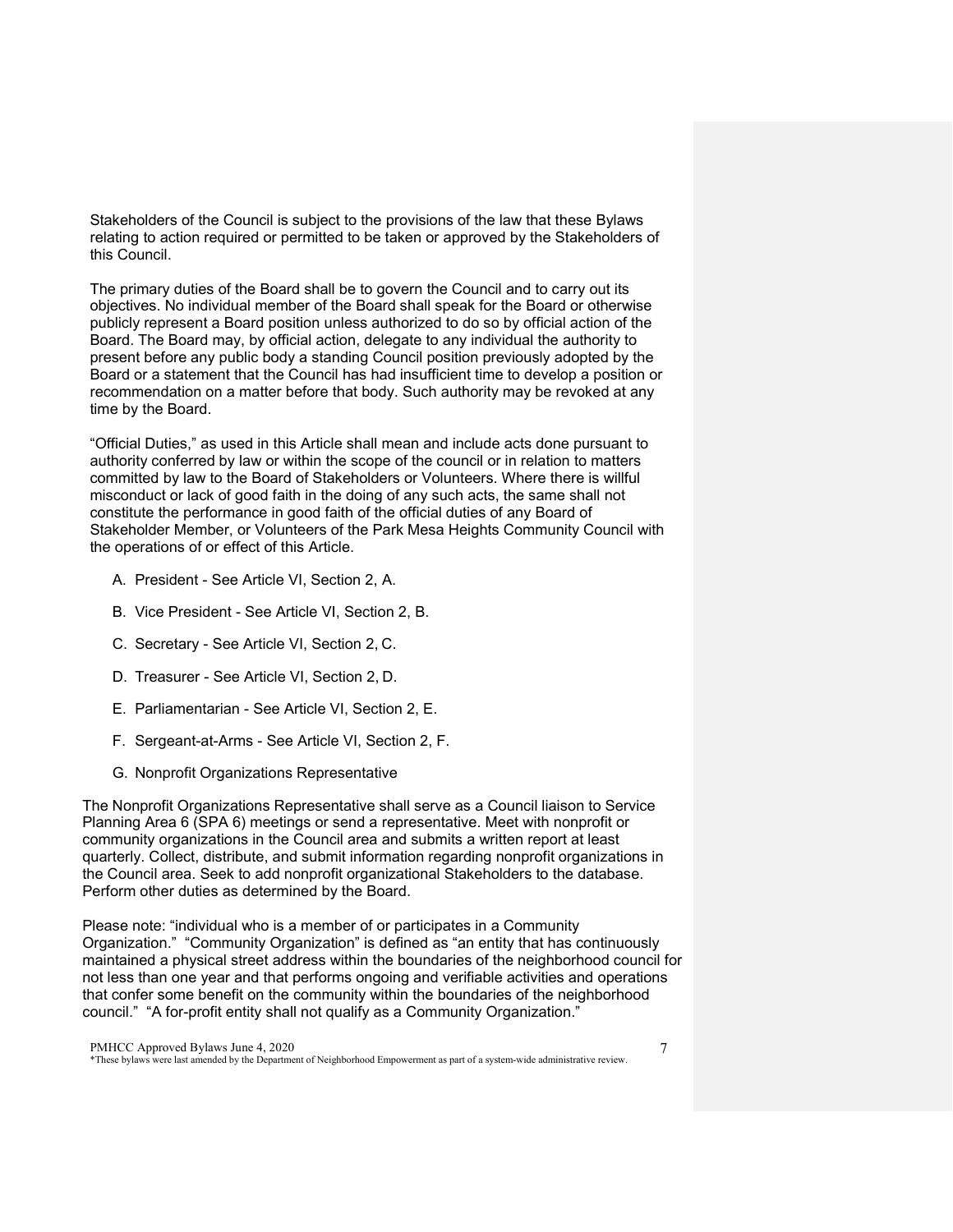Stakeholders of the Council is subject to the provisions of the law that these Bylaws relating to action required or permitted to be taken or approved by the Stakeholders of this Council.

The primary duties of the Board shall be to govern the Council and to carry out its objectives. No individual member of the Board shall speak for the Board or otherwise publicly represent a Board position unless authorized to do so by official action of the Board. The Board may, by official action, delegate to any individual the authority to present before any public body a standing Council position previously adopted by the Board or a statement that the Council has had insufficient time to develop a position or recommendation on a matter before that body. Such authority may be revoked at any time by the Board.

"Official Duties," as used in this Article shall mean and include acts done pursuant to authority conferred by law or within the scope of the council or in relation to matters committed by law to the Board of Stakeholders or Volunteers. Where there is willful misconduct or lack of good faith in the doing of any such acts, the same shall not constitute the performance in good faith of the official duties of any Board of Stakeholder Member, or Volunteers of the Park Mesa Heights Community Council with the operations of or effect of this Article.

A. President - See Article VI, Section 2, A.

B. Vice President - See Article VI, Section 2, B.

C. Secretary - See Article VI, Section 2, C.

D. Treasurer - See Article VI, Section 2, D.

E. Parliamentarian - See Article VI, Section 2, E.

F. Sergeant-at-Arms - See Article VI, Section 2, F.

G. Nonprofit Organizations Representative

The Nonprofit Organizations Representative shall serve as a Council liaison to Service Planning Area 6 (SPA 6) meetings or send a representative. Meet with nonprofit or community organizations in the Council area and submits a written report at least quarterly. Collect, distribute, and submit information regarding nonprofit organizations in the Council area. Seek to add nonprofit organizational Stakeholders to the database. Perform other duties as determined by the Board.

Please note: "individual who is a member of or participates in a Community Organization." "Community Organization" is defined as "an entity that has continuously maintained a physical street address within the boundaries of the neighborhood council for not less than one year and that performs ongoing and verifiable activities and operations that confer some benefit on the community within the boundaries of the neighborhood council." "A for-profit entity shall not qualify as a Community Organization."

PMHCC Approved Bylaws June 4, 2020
*These bylaws were last amended by the Department of Neighborhood Empowerment as part of a system-wide administrative review.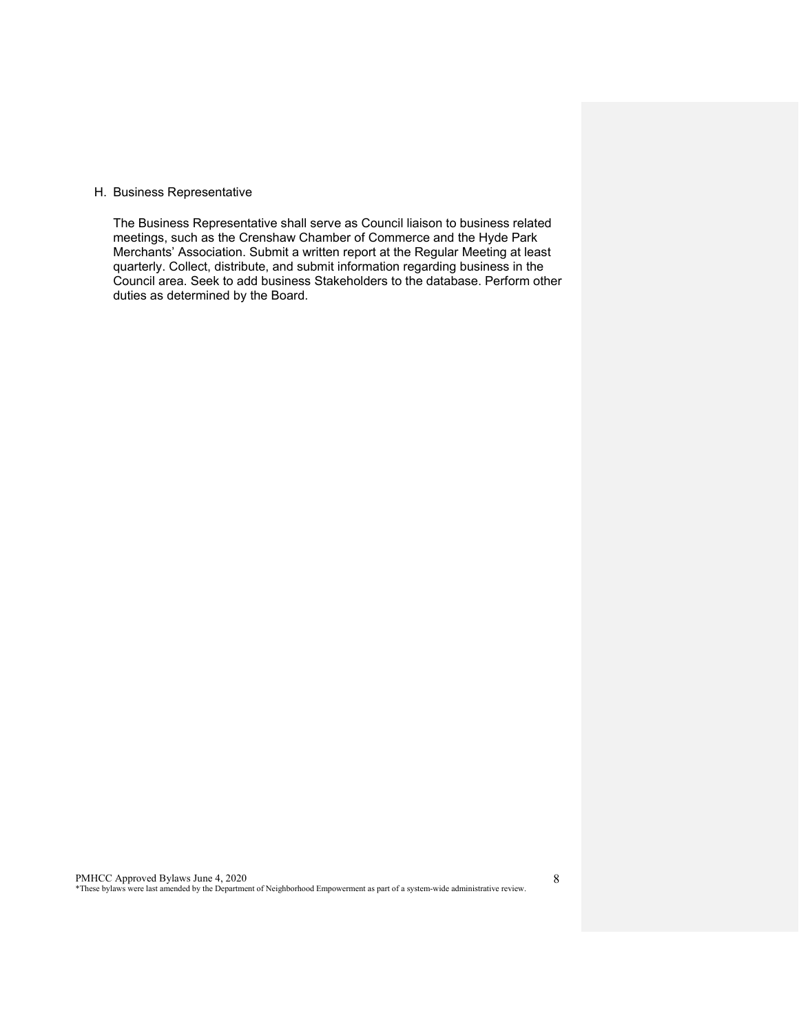H. Business Representative

The Business Representative shall serve as Council liaison to business related meetings, such as the Crenshaw Chamber of Commerce and the Hyde Park Merchants' Association. Submit a written report at the Regular Meeting at least quarterly. Collect, distribute, and submit information regarding business in the Council area. Seek to add business Stakeholders to the database. Perform other duties as determined by the Board.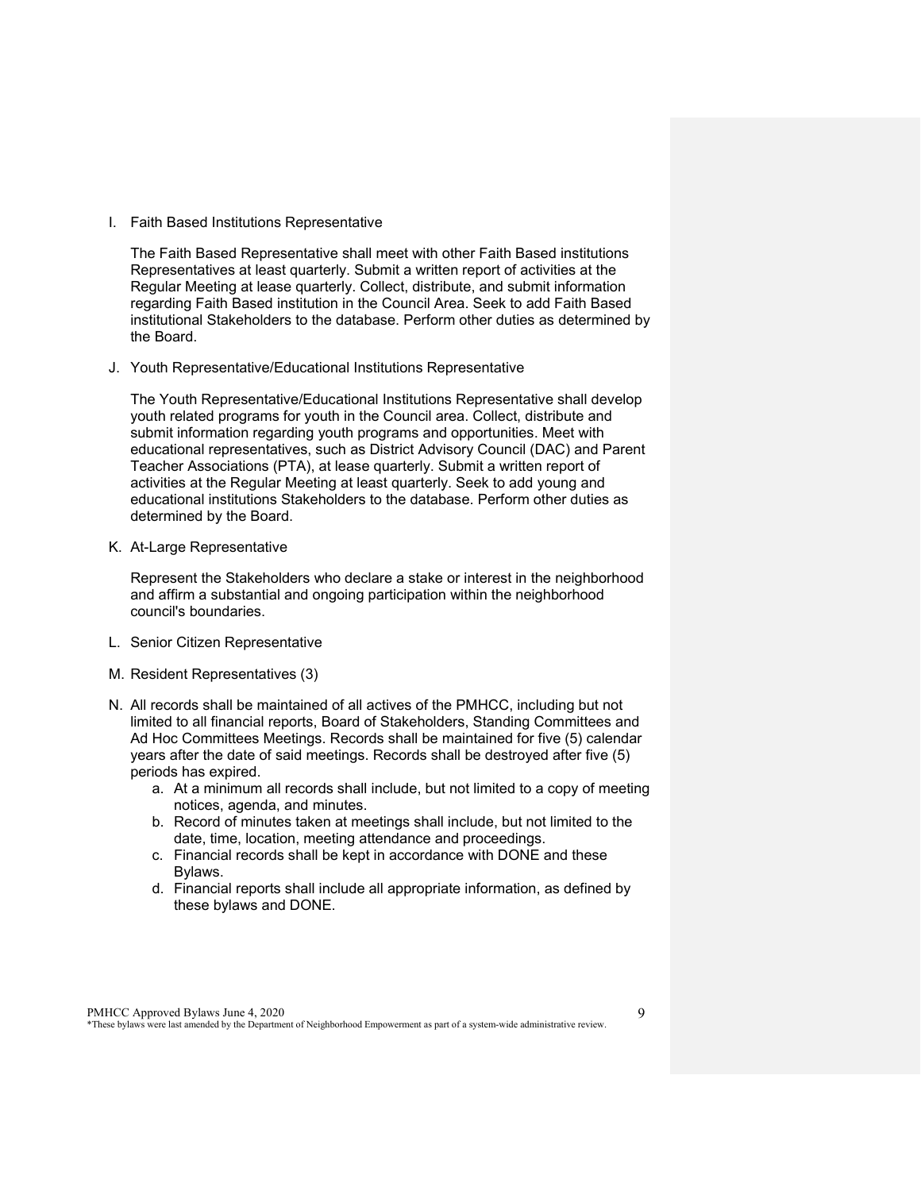I. Faith Based Institutions Representative

   The Faith Based Representative shall meet with other Faith Based institutions Representatives at least quarterly. Submit a written report of activities at the Regular Meeting at lease quarterly. Collect, distribute, and submit information regarding Faith Based institution in the Council Area. Seek to add Faith Based institutional Stakeholders to the database. Perform other duties as determined by the Board.

J. Youth Representative/Educational Institutions Representative

   The Youth Representative/Educational Institutions Representative shall develop youth related programs for youth in the Council area. Collect, distribute and submit information regarding youth programs and opportunities. Meet with educational representatives, such as District Advisory Council (DAC) and Parent Teacher Associations (PTA), at lease quarterly. Submit a written report of activities at the Regular Meeting at least quarterly. Seek to add young and educational institutions Stakeholders to the database. Perform other duties as determined by the Board.

K. At-Large Representative

   Represent the Stakeholders who declare a stake or interest in the neighborhood and affirm a substantial and ongoing participation within the neighborhood council's boundaries.

L. Senior Citizen Representative

M. Resident Representatives (3)

N. All records shall be maintained of all actives of the PMHCC, including but not limited to all financial reports, Board of Stakeholders, Standing Committees and Ad Hoc Committees Meetings. Records shall be maintained for five (5) calendar years after the date of said meetings. Records shall be destroyed after five (5) periods has expired.
   a. At a minimum all records shall include, but not limited to a copy of meeting notices, agenda, and minutes.
   b. Record of minutes taken at meetings shall include, but not limited to the date, time, location, meeting attendance and proceedings.
   c. Financial records shall be kept in accordance with DONE and these Bylaws.
   d. Financial reports shall include all appropriate information, as defined by these bylaws and DONE.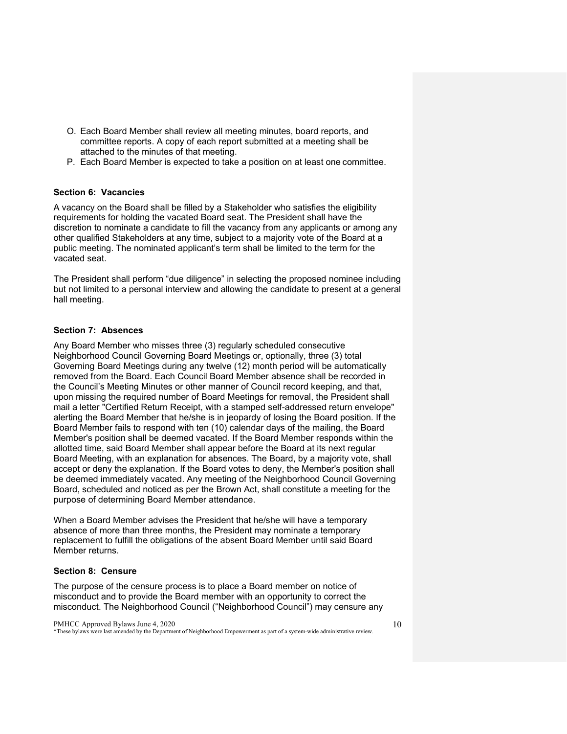O. Each Board Member shall review all meeting minutes, board reports, and committee reports. A copy of each report submitted at a meeting shall be attached to the minutes of that meeting.
P. Each Board Member is expected to take a position on at least one committee.

### Section 6: Vacancies

A vacancy on the Board shall be filled by a Stakeholder who satisfies the eligibility requirements for holding the vacated Board seat. The President shall have the discretion to nominate a candidate to fill the vacancy from any applicants or among any other qualified Stakeholders at any time, subject to a majority vote of the Board at a public meeting. The nominated applicant's term shall be limited to the term for the vacated seat.

The President shall perform "due diligence" in selecting the proposed nominee including but not limited to a personal interview and allowing the candidate to present at a general hall meeting.

### Section 7: Absences

Any Board Member who misses three (3) regularly scheduled consecutive Neighborhood Council Governing Board Meetings or, optionally, three (3) total Governing Board Meetings during any twelve (12) month period will be automatically removed from the Board. Each Council Board Member absence shall be recorded in the Council's Meeting Minutes or other manner of Council record keeping, and that, upon missing the required number of Board Meetings for removal, the President shall mail a letter "Certified Return Receipt, with a stamped self-addressed return envelope" alerting the Board Member that he/she is in jeopardy of losing the Board position. If the Board Member fails to respond with ten (10) calendar days of the mailing, the Board Member's position shall be deemed vacated. If the Board Member responds within the allotted time, said Board Member shall appear before the Board at its next regular Board Meeting, with an explanation for absences. The Board, by a majority vote, shall accept or deny the explanation. If the Board votes to deny, the Member's position shall be deemed immediately vacated. Any meeting of the Neighborhood Council Governing Board, scheduled and noticed as per the Brown Act, shall constitute a meeting for the purpose of determining Board Member attendance.

When a Board Member advises the President that he/she will have a temporary absence of more than three months, the President may nominate a temporary replacement to fulfill the obligations of the absent Board Member until said Board Member returns.

### Section 8: Censure

The purpose of the censure process is to place a Board member on notice of misconduct and to provide the Board member with an opportunity to correct the misconduct. The Neighborhood Council ("Neighborhood Council") may censure any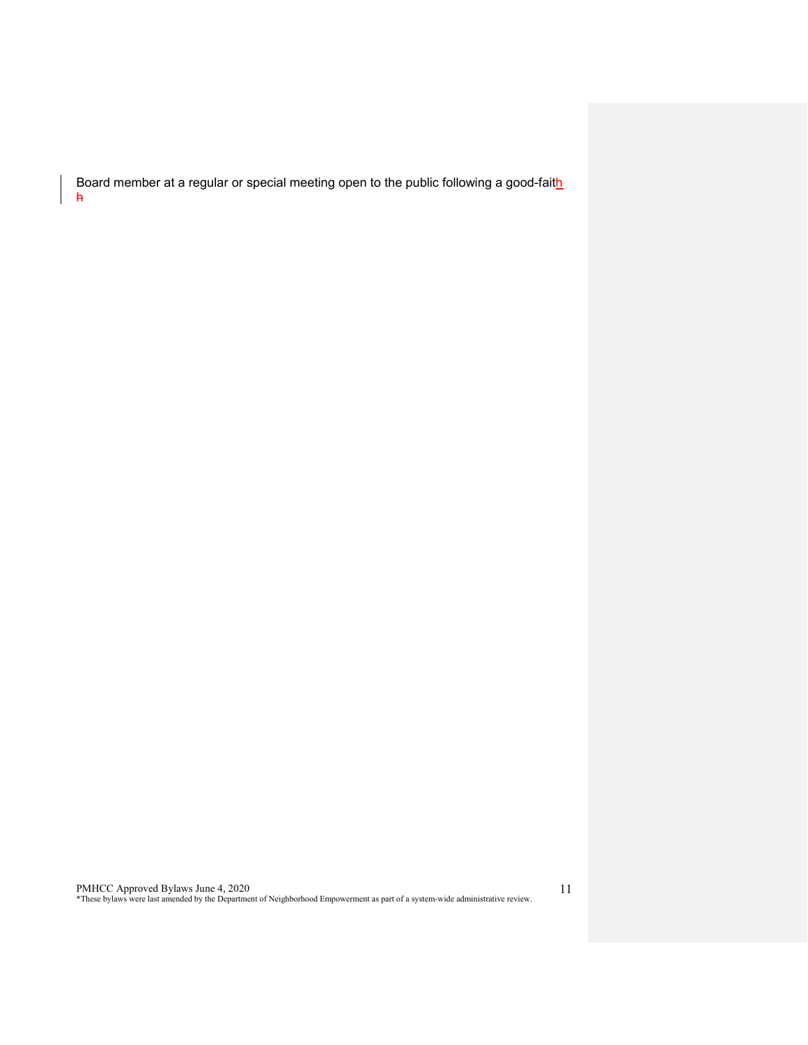Board member at a regular or special meeting open to the public following a good-faith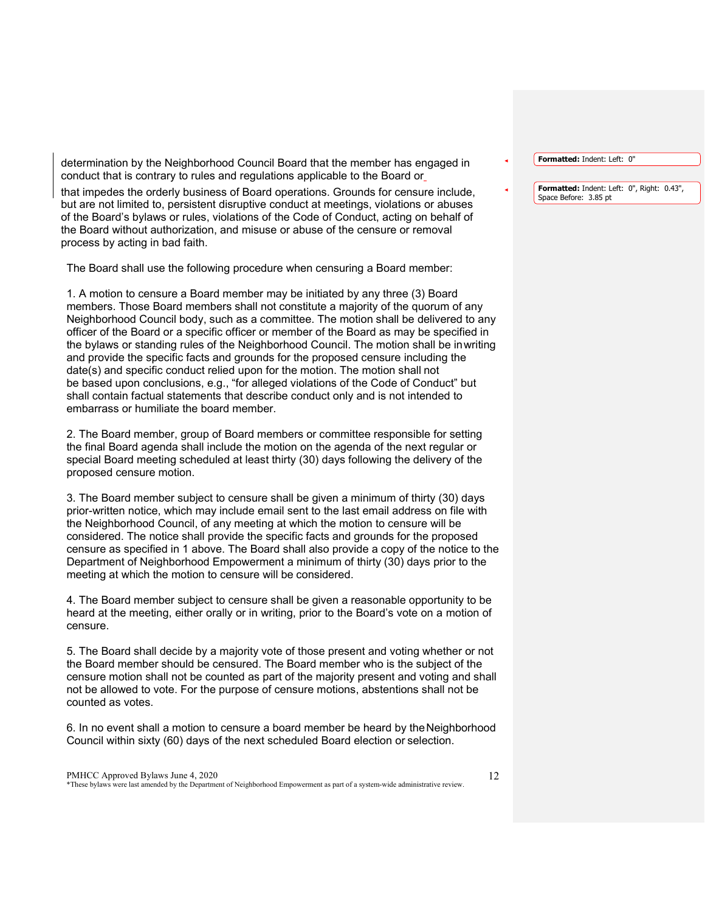determination by the Neighborhood Council Board that the member has engaged in conduct that is contrary to rules and regulations applicable to the Board or that impedes the orderly business of Board operations. Grounds for censure include, but are not limited to, persistent disruptive conduct at meetings, violations or abuses of the Board's bylaws or rules, violations of the Code of Conduct, acting on behalf of the Board without authorization, and misuse or abuse of the censure or removal process by acting in bad faith.

The Board shall use the following procedure when censuring a Board member:

1. A motion to censure a Board member may be initiated by any three (3) Board members. Those Board members shall not constitute a majority of the quorum of any Neighborhood Council body, such as a committee. The motion shall be delivered to any officer of the Board or a specific officer or member of the Board as may be specified in the bylaws or standing rules of the Neighborhood Council. The motion shall be in writing and provide the specific facts and grounds for the proposed censure including the date(s) and specific conduct relied upon for the motion. The motion shall not be based upon conclusions, e.g., "for alleged violations of the Code of Conduct" but shall contain factual statements that describe conduct only and is not intended to embarrass or humiliate the board member.

2. The Board member, group of Board members or committee responsible for setting the final Board agenda shall include the motion on the agenda of the next regular or special Board meeting scheduled at least thirty (30) days following the delivery of the proposed censure motion.

3. The Board member subject to censure shall be given a minimum of thirty (30) days prior-written notice, which may include email sent to the last email address on file with the Neighborhood Council, of any meeting at which the motion to censure will be considered. The notice shall provide the specific facts and grounds for the proposed censure as specified in 1 above. The Board shall also provide a copy of the notice to the Department of Neighborhood Empowerment a minimum of thirty (30) days prior to the meeting at which the motion to censure will be considered.

4. The Board member subject to censure shall be given a reasonable opportunity to be heard at the meeting, either orally or in writing, prior to the Board's vote on a motion of censure.

5. The Board shall decide by a majority vote of those present and voting whether or not the Board member should be censured. The Board member who is the subject of the censure motion shall not be counted as part of the majority present and voting and shall not be allowed to vote. For the purpose of censure motions, abstentions shall not be counted as votes.

6. In no event shall a motion to censure a board member be heard by the Neighborhood Council within sixty (60) days of the next scheduled Board election or selection.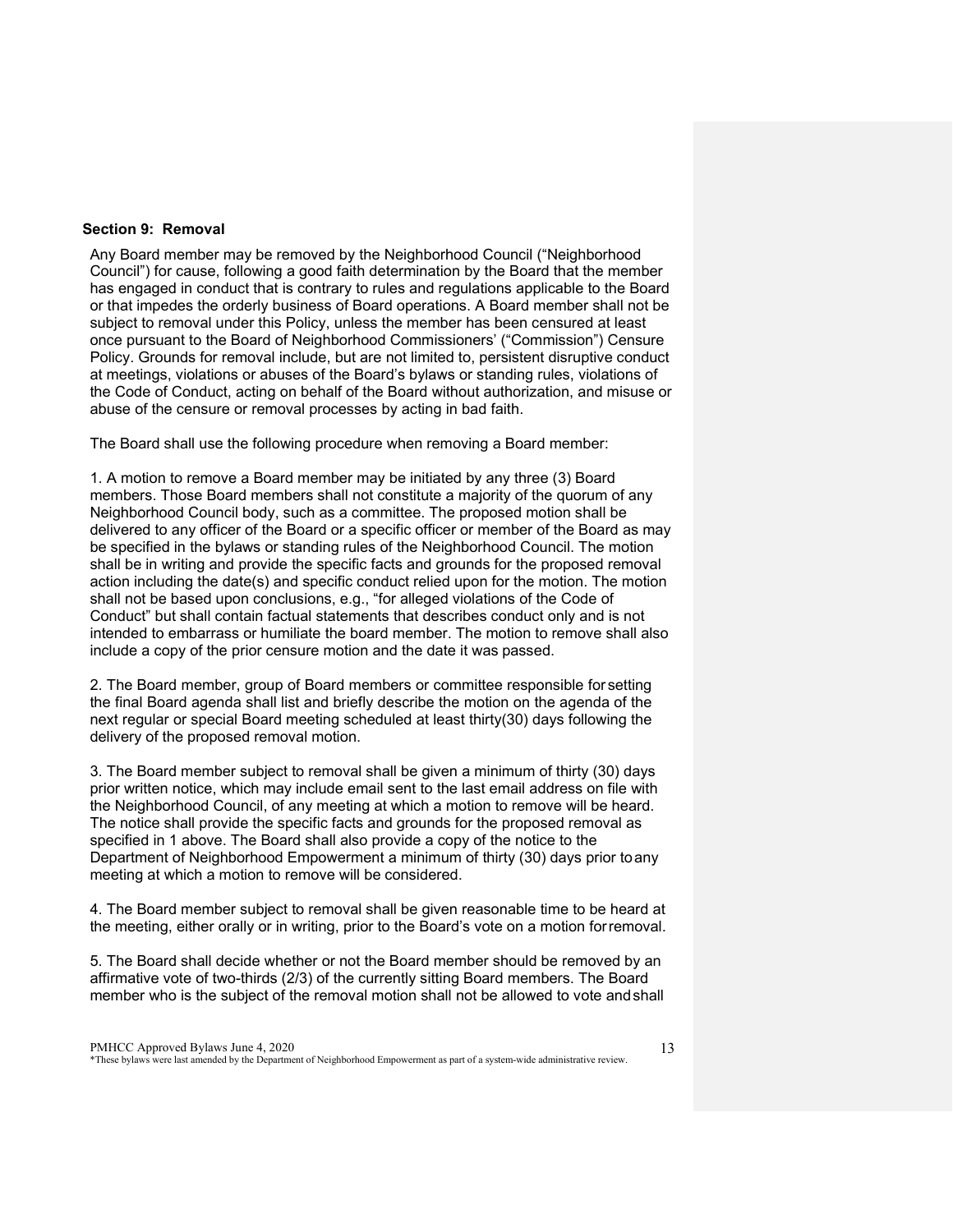### Section 9: Removal

Any Board member may be removed by the Neighborhood Council ("Neighborhood Council") for cause, following a good faith determination by the Board that the member has engaged in conduct that is contrary to rules and regulations applicable to the Board or that impedes the orderly business of Board operations. A Board member shall not be subject to removal under this Policy, unless the member has been censured at least once pursuant to the Board of Neighborhood Commissioners' ("Commission") Censure Policy. Grounds for removal include, but are not limited to, persistent disruptive conduct at meetings, violations or abuses of the Board's bylaws or standing rules, violations of the Code of Conduct, acting on behalf of the Board without authorization, and misuse or abuse of the censure or removal processes by acting in bad faith.

The Board shall use the following procedure when removing a Board member:

1. A motion to remove a Board member may be initiated by any three (3) Board members. Those Board members shall not constitute a majority of the quorum of any Neighborhood Council body, such as a committee. The proposed motion shall be delivered to any officer of the Board or a specific officer or member of the Board as may be specified in the bylaws or standing rules of the Neighborhood Council. The motion shall be in writing and provide the specific facts and grounds for the proposed removal action including the date(s) and specific conduct relied upon for the motion. The motion shall not be based upon conclusions, e.g., "for alleged violations of the Code of Conduct" but shall contain factual statements that describes conduct only and is not intended to embarrass or humiliate the board member. The motion to remove shall also include a copy of the prior censure motion and the date it was passed.

2. The Board member, group of Board members or committee responsible for setting the final Board agenda shall list and briefly describe the motion on the agenda of the next regular or special Board meeting scheduled at least thirty(30) days following the delivery of the proposed removal motion.

3. The Board member subject to removal shall be given a minimum of thirty (30) days prior written notice, which may include email sent to the last email address on file with the Neighborhood Council, of any meeting at which a motion to remove will be heard. The notice shall provide the specific facts and grounds for the proposed removal as specified in 1 above. The Board shall also provide a copy of the notice to the Department of Neighborhood Empowerment a minimum of thirty (30) days prior to any meeting at which a motion to remove will be considered.

4. The Board member subject to removal shall be given reasonable time to be heard at the meeting, either orally or in writing, prior to the Board's vote on a motion for removal.

5. The Board shall decide whether or not the Board member should be removed by an affirmative vote of two-thirds (2/3) of the currently sitting Board members. The Board member who is the subject of the removal motion shall not be allowed to vote and shall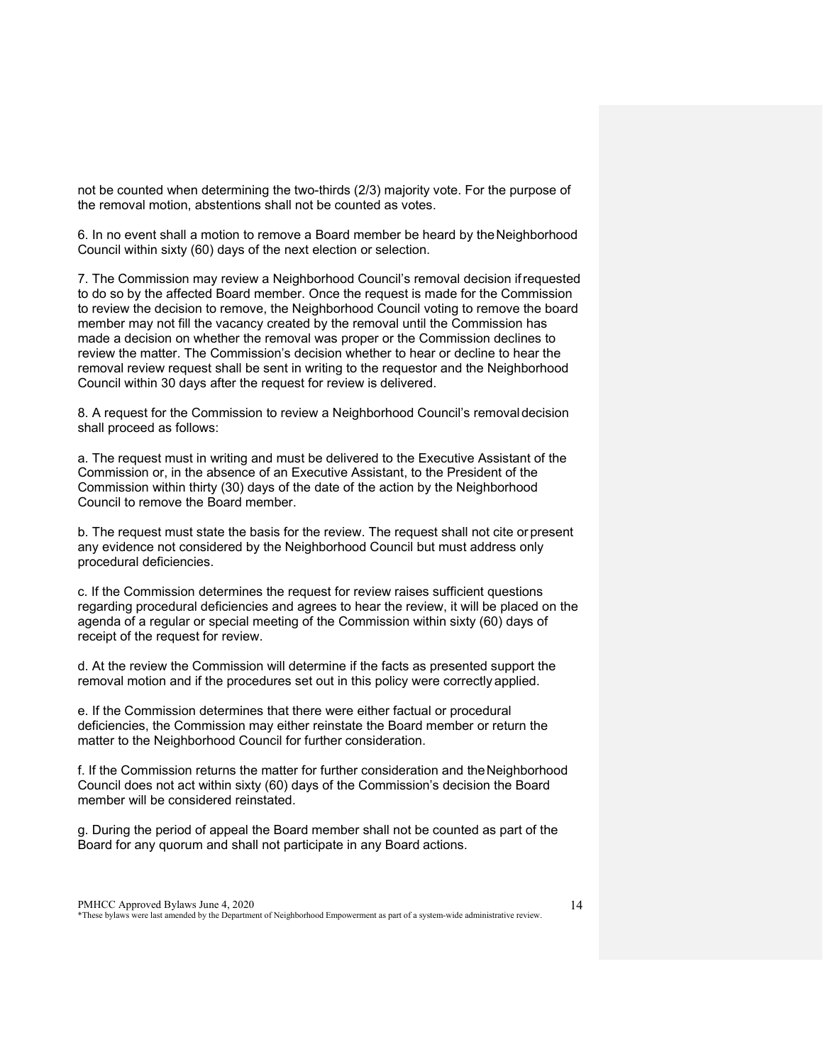not be counted when determining the two-thirds (2/3) majority vote. For the purpose of the removal motion, abstentions shall not be counted as votes.

6. In no event shall a motion to remove a Board member be heard by the Neighborhood Council within sixty (60) days of the next election or selection.

7. The Commission may review a Neighborhood Council's removal decision if requested to do so by the affected Board member. Once the request is made for the Commission to review the decision to remove, the Neighborhood Council voting to remove the board member may not fill the vacancy created by the removal until the Commission has made a decision on whether the removal was proper or the Commission declines to review the matter. The Commission's decision whether to hear or decline to hear the removal review request shall be sent in writing to the requestor and the Neighborhood Council within 30 days after the request for review is delivered.

8. A request for the Commission to review a Neighborhood Council's removal decision shall proceed as follows:

a. The request must in writing and must be delivered to the Executive Assistant of the Commission or, in the absence of an Executive Assistant, to the President of the Commission within thirty (30) days of the date of the action by the Neighborhood Council to remove the Board member.

b. The request must state the basis for the review. The request shall not cite or present any evidence not considered by the Neighborhood Council but must address only procedural deficiencies.

c. If the Commission determines the request for review raises sufficient questions regarding procedural deficiencies and agrees to hear the review, it will be placed on the agenda of a regular or special meeting of the Commission within sixty (60) days of receipt of the request for review.

d. At the review the Commission will determine if the facts as presented support the removal motion and if the procedures set out in this policy were correctly applied.

e. If the Commission determines that there were either factual or procedural deficiencies, the Commission may either reinstate the Board member or return the matter to the Neighborhood Council for further consideration.

f. If the Commission returns the matter for further consideration and the Neighborhood Council does not act within sixty (60) days of the Commission's decision the Board member will be considered reinstated.

g. During the period of appeal the Board member shall not be counted as part of the Board for any quorum and shall not participate in any Board actions.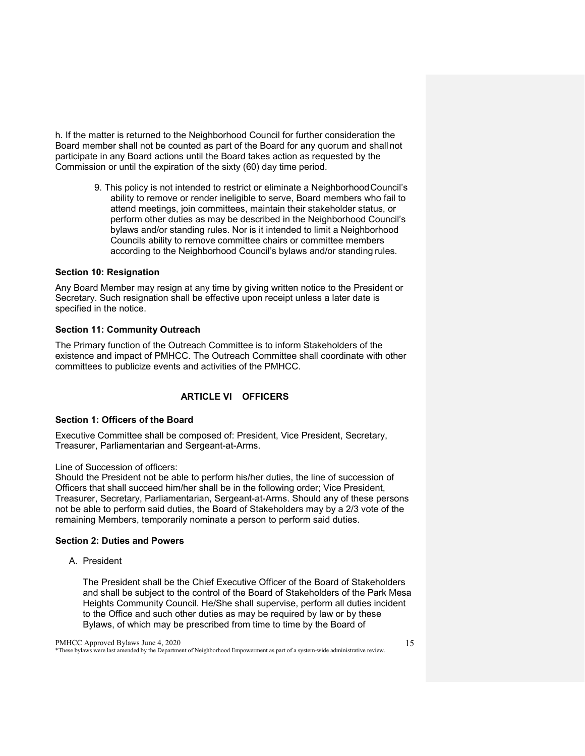h. If the matter is returned to the Neighborhood Council for further consideration the Board member shall not be counted as part of the Board for any quorum and shall not participate in any Board actions until the Board takes action as requested by the Commission or until the expiration of the sixty (60) day time period.

9. This policy is not intended to restrict or eliminate a Neighborhood Council's ability to remove or render ineligible to serve, Board members who fail to attend meetings, join committees, maintain their stakeholder status, or perform other duties as may be described in the Neighborhood Council's bylaws and/or standing rules. Nor is it intended to limit a Neighborhood Councils ability to remove committee chairs or committee members according to the Neighborhood Council's bylaws and/or standing rules.

### Section 10: Resignation

Any Board Member may resign at any time by giving written notice to the President or Secretary. Such resignation shall be effective upon receipt unless a later date is specified in the notice.

### Section 11: Community Outreach

The Primary function of the Outreach Committee is to inform Stakeholders of the existence and impact of PMHCC. The Outreach Committee shall coordinate with other committees to publicize events and activities of the PMHCC.

## ARTICLE VI OFFICERS

### Section 1: Officers of the Board

Executive Committee shall be composed of: President, Vice President, Secretary, Treasurer, Parliamentarian and Sergeant-at-Arms.

Line of Succession of officers:
Should the President not be able to perform his/her duties, the line of succession of Officers that shall succeed him/her shall be in the following order; Vice President, Treasurer, Secretary, Parliamentarian, Sergeant-at-Arms. Should any of these persons not be able to perform said duties, the Board of Stakeholders may by a 2/3 vote of the remaining Members, temporarily nominate a person to perform said duties.

### Section 2: Duties and Powers

A. President

The President shall be the Chief Executive Officer of the Board of Stakeholders and shall be subject to the control of the Board of Stakeholders of the Park Mesa Heights Community Council. He/She shall supervise, perform all duties incident to the Office and such other duties as may be required by law or by these Bylaws, of which may be prescribed from time to time by the Board of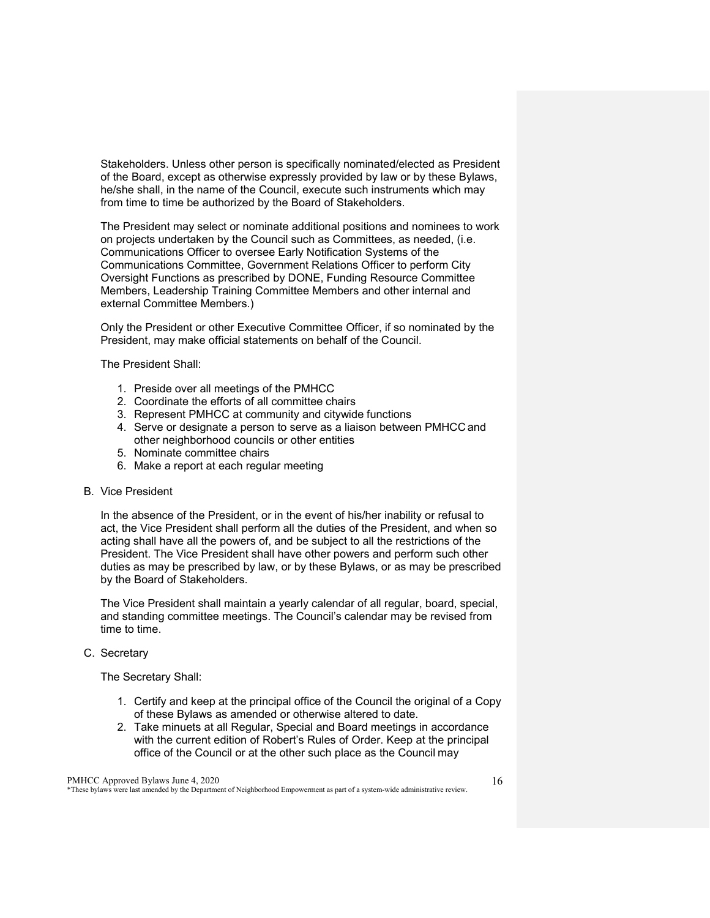Stakeholders. Unless other person is specifically nominated/elected as President of the Board, except as otherwise expressly provided by law or by these Bylaws, he/she shall, in the name of the Council, execute such instruments which may from time to time be authorized by the Board of Stakeholders.

The President may select or nominate additional positions and nominees to work on projects undertaken by the Council such as Committees, as needed, (i.e. Communications Officer to oversee Early Notification Systems of the Communications Committee, Government Relations Officer to perform City Oversight Functions as prescribed by DONE, Funding Resource Committee Members, Leadership Training Committee Members and other internal and external Committee Members.)

Only the President or other Executive Committee Officer, if so nominated by the President, may make official statements on behalf of the Council.

The President Shall:

1. Preside over all meetings of the PMHCC
2. Coordinate the efforts of all committee chairs
3. Represent PMHCC at community and citywide functions
4. Serve or designate a person to serve as a liaison between PMHCC and other neighborhood councils or other entities
5. Nominate committee chairs
6. Make a report at each regular meeting

B. Vice President

In the absence of the President, or in the event of his/her inability or refusal to act, the Vice President shall perform all the duties of the President, and when so acting shall have all the powers of, and be subject to all the restrictions of the President. The Vice President shall have other powers and perform such other duties as may be prescribed by law, or by these Bylaws, or as may be prescribed by the Board of Stakeholders.

The Vice President shall maintain a yearly calendar of all regular, board, special, and standing committee meetings. The Council's calendar may be revised from time to time.

C. Secretary

The Secretary Shall:

1. Certify and keep at the principal office of the Council the original of a Copy of these Bylaws as amended or otherwise altered to date.
2. Take minuets at all Regular, Special and Board meetings in accordance with the current edition of Robert's Rules of Order. Keep at the principal office of the Council or at the other such place as the Council may

PMHCC Approved Bylaws June 4, 2020

*These bylaws were last amended by the Department of Neighborhood Empowerment as part of a system-wide administrative review.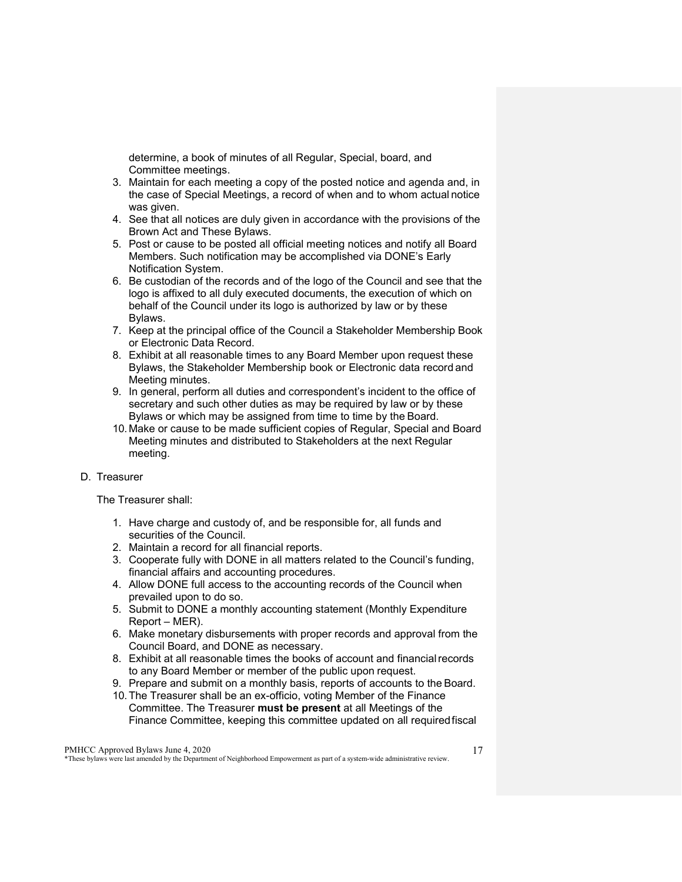determine, a book of minutes of all Regular, Special, board, and Committee meetings.

3. Maintain for each meeting a copy of the posted notice and agenda and, in the case of Special Meetings, a record of when and to whom actual notice was given.
4. See that all notices are duly given in accordance with the provisions of the Brown Act and These Bylaws.
5. Post or cause to be posted all official meeting notices and notify all Board Members. Such notification may be accomplished via DONE's Early Notification System.
6. Be custodian of the records and of the logo of the Council and see that the logo is affixed to all duly executed documents, the execution of which on behalf of the Council under its logo is authorized by law or by these Bylaws.
7. Keep at the principal office of the Council a Stakeholder Membership Book or Electronic Data Record.
8. Exhibit at all reasonable times to any Board Member upon request these Bylaws, the Stakeholder Membership book or Electronic data record and Meeting minutes.
9. In general, perform all duties and correspondent's incident to the office of secretary and such other duties as may be required by law or by these Bylaws or which may be assigned from time to time by the Board.
10. Make or cause to be made sufficient copies of Regular, Special and Board Meeting minutes and distributed to Stakeholders at the next Regular meeting.

D. Treasurer

The Treasurer shall:

1. Have charge and custody of, and be responsible for, all funds and securities of the Council.
2. Maintain a record for all financial reports.
3. Cooperate fully with DONE in all matters related to the Council's funding, financial affairs and accounting procedures.
4. Allow DONE full access to the accounting records of the Council when prevailed upon to do so.
5. Submit to DONE a monthly accounting statement (Monthly Expenditure Report – MER).
6. Make monetary disbursements with proper records and approval from the Council Board, and DONE as necessary.
8. Exhibit at all reasonable times the books of account and financial records to any Board Member or member of the public upon request.
9. Prepare and submit on a monthly basis, reports of accounts to the Board.
10. The Treasurer shall be an ex-officio, voting Member of the Finance Committee. The Treasurer **must be present** at all Meetings of the Finance Committee, keeping this committee updated on all required fiscal

PMHCC Approved Bylaws June 4, 2020
*These bylaws were last amended by the Department of Neighborhood Empowerment as part of a system-wide administrative review.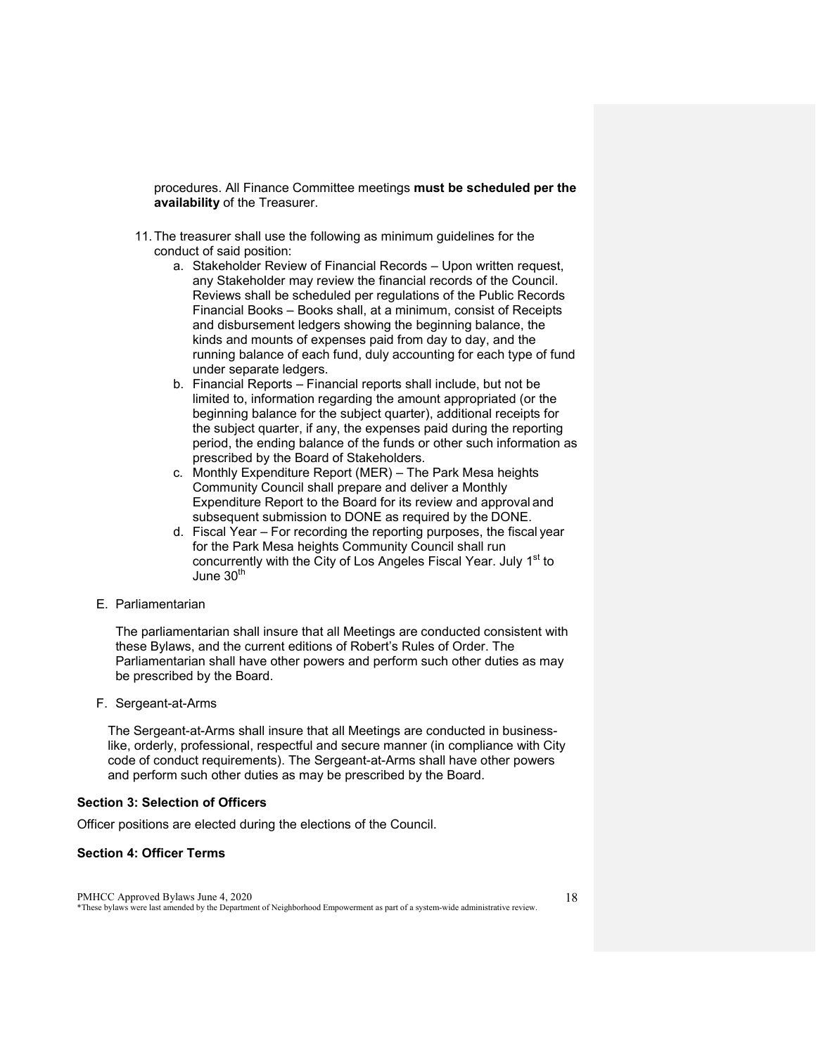procedures. All Finance Committee meetings **must be scheduled per the availability** of the Treasurer.

11. The treasurer shall use the following as minimum guidelines for the conduct of said position:
    a. Stakeholder Review of Financial Records – Upon written request, any Stakeholder may review the financial records of the Council. Reviews shall be scheduled per regulations of the Public Records Financial Books – Books shall, at a minimum, consist of Receipts and disbursement ledgers showing the beginning balance, the kinds and mounts of expenses paid from day to day, and the running balance of each fund, duly accounting for each type of fund under separate ledgers.
    b. Financial Reports – Financial reports shall include, but not be limited to, information regarding the amount appropriated (or the beginning balance for the subject quarter), additional receipts for the subject quarter, if any, the expenses paid during the reporting period, the ending balance of the funds or other such information as prescribed by the Board of Stakeholders.
    c. Monthly Expenditure Report (MER) – The Park Mesa heights Community Council shall prepare and deliver a Monthly Expenditure Report to the Board for its review and approval and subsequent submission to DONE as required by the DONE.
    d. Fiscal Year – For recording the reporting purposes, the fiscal year for the Park Mesa heights Community Council shall run concurrently with the City of Los Angeles Fiscal Year. July 1st to June 30th

E. Parliamentarian

The parliamentarian shall insure that all Meetings are conducted consistent with these Bylaws, and the current editions of Robert's Rules of Order. The Parliamentarian shall have other powers and perform such other duties as may be prescribed by the Board.

F. Sergeant-at-Arms

The Sergeant-at-Arms shall insure that all Meetings are conducted in business-like, orderly, professional, respectful and secure manner (in compliance with City code of conduct requirements). The Sergeant-at-Arms shall have other powers and perform such other duties as may be prescribed by the Board.

**Section 3: Selection of Officers**

Officer positions are elected during the elections of the Council.

**Section 4: Officer Terms**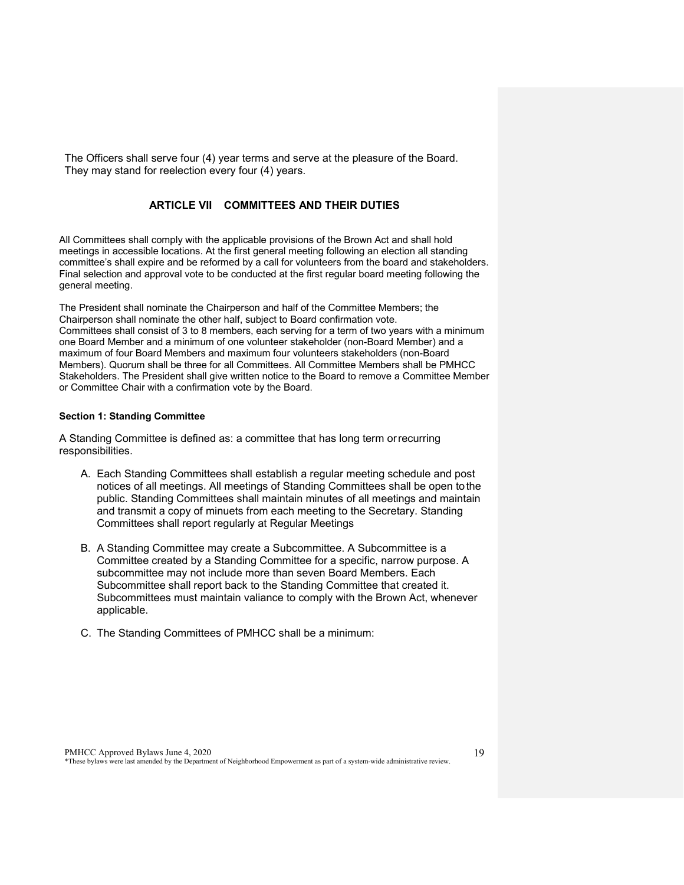The Officers shall serve four (4) year terms and serve at the pleasure of the Board. They may stand for reelection every four (4) years.

## ARTICLE VII COMMITTEES AND THEIR DUTIES

All Committees shall comply with the applicable provisions of the Brown Act and shall hold meetings in accessible locations. At the first general meeting following an election all standing committee's shall expire and be reformed by a call for volunteers from the board and stakeholders. Final selection and approval vote to be conducted at the first regular board meeting following the general meeting.

The President shall nominate the Chairperson and half of the Committee Members; the Chairperson shall nominate the other half, subject to Board confirmation vote.
Committees shall consist of 3 to 8 members, each serving for a term of two years with a minimum one Board Member and a minimum of one volunteer stakeholder (non-Board Member) and a maximum of four Board Members and maximum four volunteers stakeholders (non-Board Members). Quorum shall be three for all Committees. All Committee Members shall be PMHCC Stakeholders. The President shall give written notice to the Board to remove a Committee Member or Committee Chair with a confirmation vote by the Board.

**Section 1: Standing Committee**

A Standing Committee is defined as: a committee that has long term or recurring responsibilities.

A. Each Standing Committees shall establish a regular meeting schedule and post notices of all meetings. All meetings of Standing Committees shall be open to the public. Standing Committees shall maintain minutes of all meetings and maintain and transmit a copy of minuets from each meeting to the Secretary. Standing Committees shall report regularly at Regular Meetings

B. A Standing Committee may create a Subcommittee. A Subcommittee is a Committee created by a Standing Committee for a specific, narrow purpose. A subcommittee may not include more than seven Board Members. Each Subcommittee shall report back to the Standing Committee that created it. Subcommittees must maintain valiance to comply with the Brown Act, whenever applicable.

C. The Standing Committees of PMHCC shall be a minimum: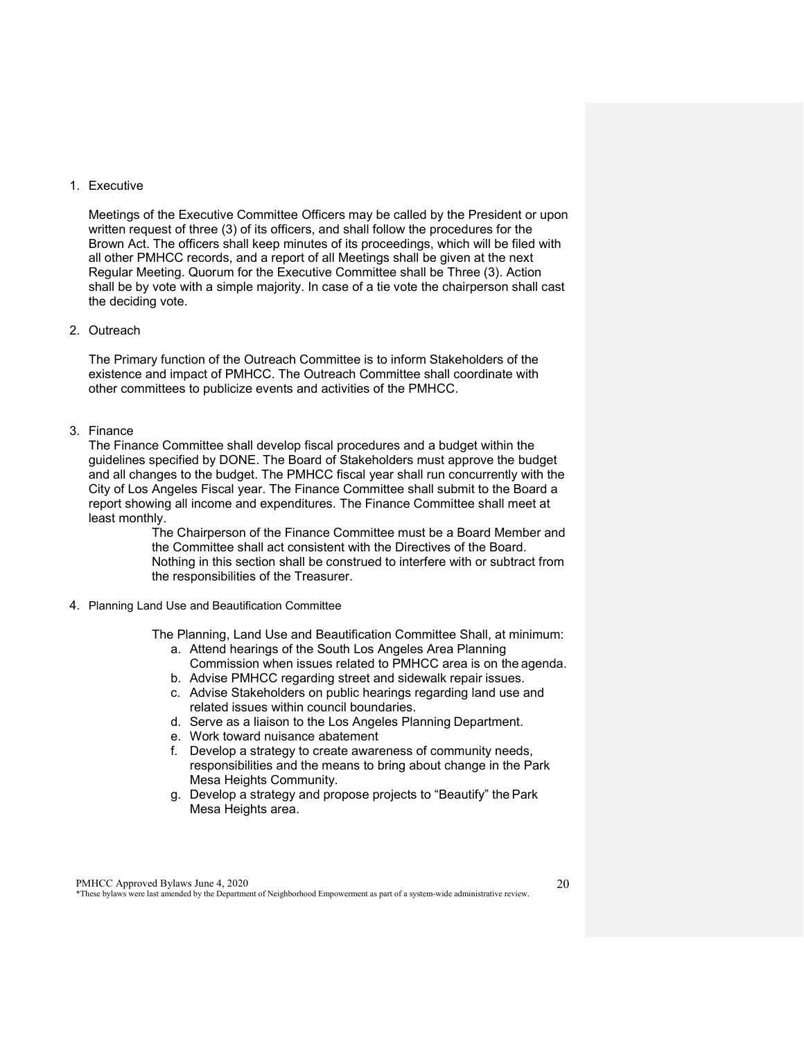1. Executive

   Meetings of the Executive Committee Officers may be called by the President or upon written request of three (3) of its officers, and shall follow the procedures for the Brown Act. The officers shall keep minutes of its proceedings, which will be filed with all other PMHCC records, and a report of all Meetings shall be given at the next Regular Meeting. Quorum for the Executive Committee shall be Three (3). Action shall be by vote with a simple majority. In case of a tie vote the chairperson shall cast the deciding vote.

2. Outreach

   The Primary function of the Outreach Committee is to inform Stakeholders of the existence and impact of PMHCC. The Outreach Committee shall coordinate with other committees to publicize events and activities of the PMHCC.

3. Finance

   The Finance Committee shall develop fiscal procedures and a budget within the guidelines specified by DONE. The Board of Stakeholders must approve the budget and all changes to the budget. The PMHCC fiscal year shall run concurrently with the City of Los Angeles Fiscal year. The Finance Committee shall submit to the Board a report showing all income and expenditures. The Finance Committee shall meet at least monthly.

   The Chairperson of the Finance Committee must be a Board Member and the Committee shall act consistent with the Directives of the Board. Nothing in this section shall be construed to interfere with or subtract from the responsibilities of the Treasurer.

4. Planning Land Use and Beautification Committee

   The Planning, Land Use and Beautification Committee Shall, at minimum:

   a. Attend hearings of the South Los Angeles Area Planning Commission when issues related to PMHCC area is on the agenda.
   b. Advise PMHCC regarding street and sidewalk repair issues.
   c. Advise Stakeholders on public hearings regarding land use and related issues within council boundaries.
   d. Serve as a liaison to the Los Angeles Planning Department.
   e. Work toward nuisance abatement
   f. Develop a strategy to create awareness of community needs, responsibilities and the means to bring about change in the Park Mesa Heights Community.
   g. Develop a strategy and propose projects to "Beautify" the Park Mesa Heights area.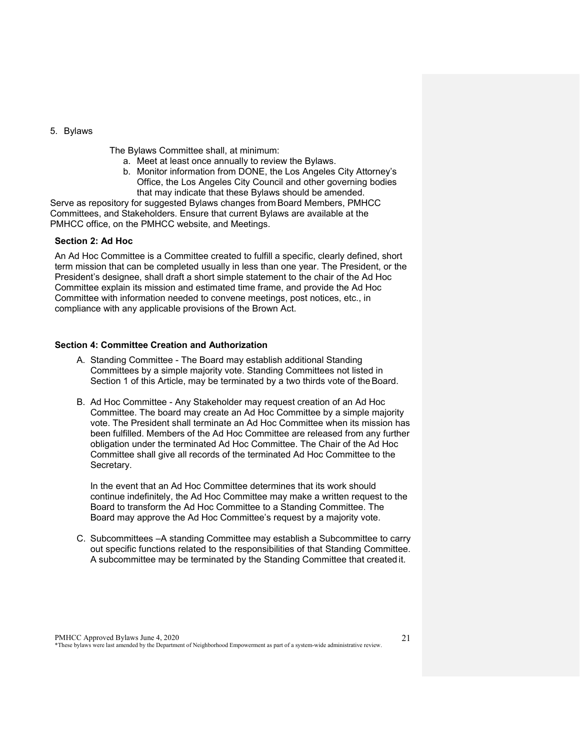5. Bylaws

The Bylaws Committee shall, at minimum:

a. Meet at least once annually to review the Bylaws.
b. Monitor information from DONE, the Los Angeles City Attorney's Office, the Los Angeles City Council and other governing bodies that may indicate that these Bylaws should be amended.

Serve as repository for suggested Bylaws changes from Board Members, PMHCC Committees, and Stakeholders. Ensure that current Bylaws are available at the PMHCC office, on the PMHCC website, and Meetings.

**Section 2: Ad Hoc**

An Ad Hoc Committee is a Committee created to fulfill a specific, clearly defined, short term mission that can be completed usually in less than one year. The President, or the President's designee, shall draft a short simple statement to the chair of the Ad Hoc Committee explain its mission and estimated time frame, and provide the Ad Hoc Committee with information needed to convene meetings, post notices, etc., in compliance with any applicable provisions of the Brown Act.

**Section 4: Committee Creation and Authorization**

A. Standing Committee - The Board may establish additional Standing Committees by a simple majority vote. Standing Committees not listed in Section 1 of this Article, may be terminated by a two thirds vote of the Board.

B. Ad Hoc Committee - Any Stakeholder may request creation of an Ad Hoc Committee. The board may create an Ad Hoc Committee by a simple majority vote. The President shall terminate an Ad Hoc Committee when its mission has been fulfilled. Members of the Ad Hoc Committee are released from any further obligation under the terminated Ad Hoc Committee. The Chair of the Ad Hoc Committee shall give all records of the terminated Ad Hoc Committee to the Secretary.

   In the event that an Ad Hoc Committee determines that its work should continue indefinitely, the Ad Hoc Committee may make a written request to the Board to transform the Ad Hoc Committee to a Standing Committee. The Board may approve the Ad Hoc Committee's request by a majority vote.

C. Subcommittees –A standing Committee may establish a Subcommittee to carry out specific functions related to the responsibilities of that Standing Committee. A subcommittee may be terminated by the Standing Committee that created it.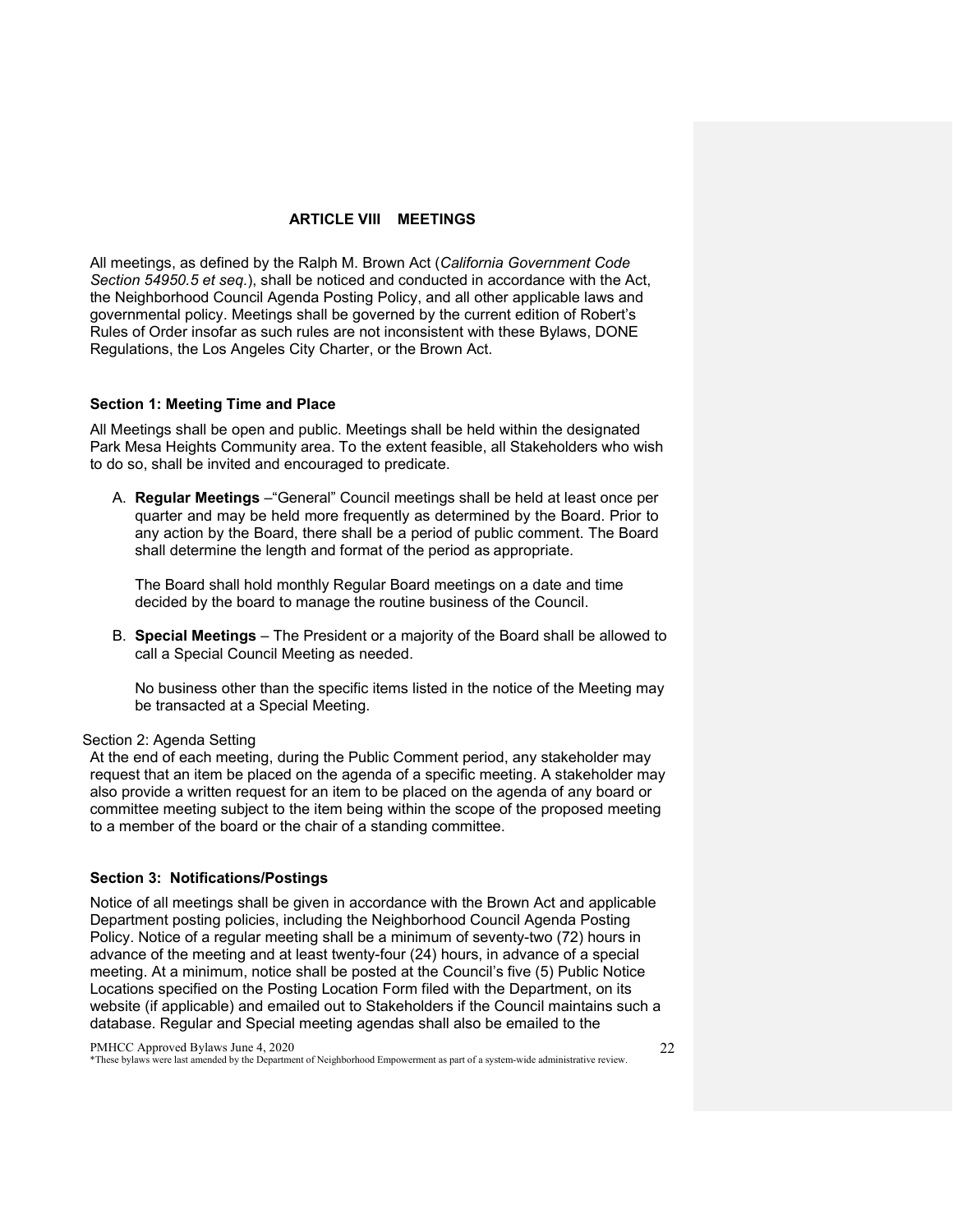## ARTICLE VIII MEETINGS

All meetings, as defined by the Ralph M. Brown Act (*California Government Code Section 54950.5 et seq.*), shall be noticed and conducted in accordance with the Act, the Neighborhood Council Agenda Posting Policy, and all other applicable laws and governmental policy. Meetings shall be governed by the current edition of Robert's Rules of Order insofar as such rules are not inconsistent with these Bylaws, DONE Regulations, the Los Angeles City Charter, or the Brown Act.

### Section 1: Meeting Time and Place

All Meetings shall be open and public. Meetings shall be held within the designated Park Mesa Heights Community area. To the extent feasible, all Stakeholders who wish to do so, shall be invited and encouraged to predicate.

A. **Regular Meetings** –"General" Council meetings shall be held at least once per quarter and may be held more frequently as determined by the Board. Prior to any action by the Board, there shall be a period of public comment. The Board shall determine the length and format of the period as appropriate.

   The Board shall hold monthly Regular Board meetings on a date and time decided by the board to manage the routine business of the Council.

B. **Special Meetings** – The President or a majority of the Board shall be allowed to call a Special Council Meeting as needed.

   No business other than the specific items listed in the notice of the Meeting may be transacted at a Special Meeting.

Section 2: Agenda Setting

At the end of each meeting, during the Public Comment period, any stakeholder may request that an item be placed on the agenda of a specific meeting. A stakeholder may also provide a written request for an item to be placed on the agenda of any board or committee meeting subject to the item being within the scope of the proposed meeting to a member of the board or the chair of a standing committee.

### Section 3: Notifications/Postings

Notice of all meetings shall be given in accordance with the Brown Act and applicable Department posting policies, including the Neighborhood Council Agenda Posting Policy. Notice of a regular meeting shall be a minimum of seventy-two (72) hours in advance of the meeting and at least twenty-four (24) hours, in advance of a special meeting. At a minimum, notice shall be posted at the Council's five (5) Public Notice Locations specified on the Posting Location Form filed with the Department, on its website (if applicable) and emailed out to Stakeholders if the Council maintains such a database. Regular and Special meeting agendas shall also be emailed to the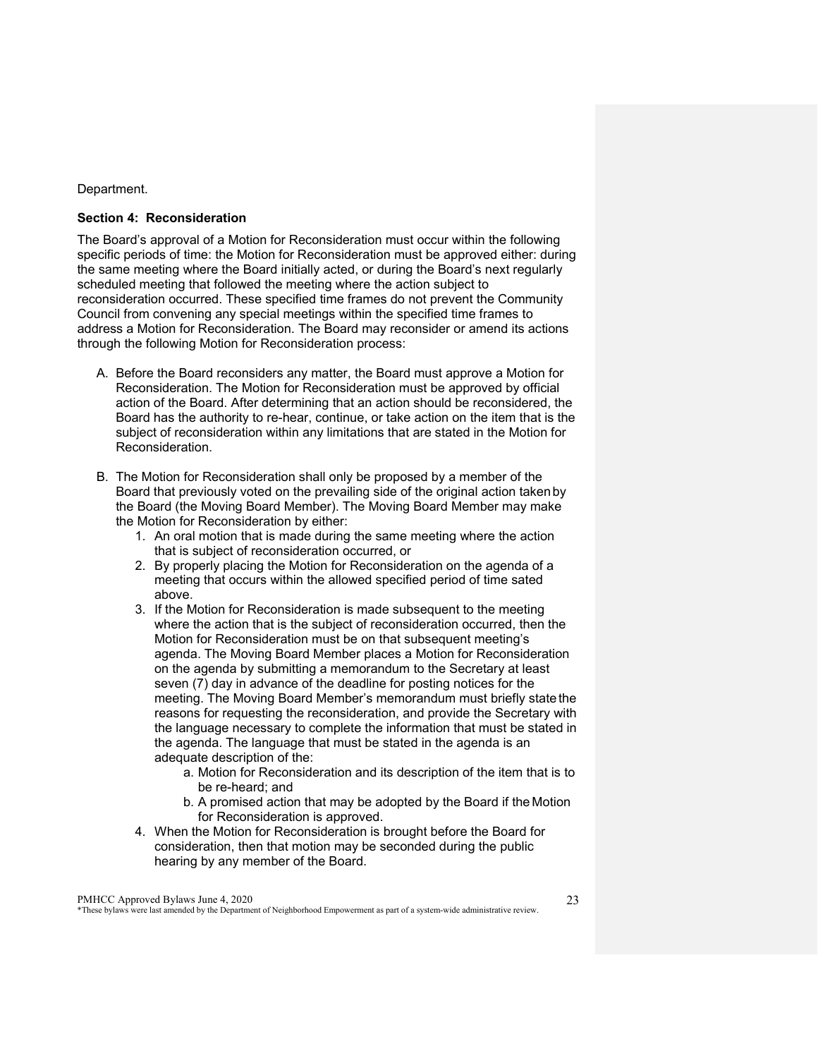Department.

**Section 4: Reconsideration**

The Board's approval of a Motion for Reconsideration must occur within the following specific periods of time: the Motion for Reconsideration must be approved either: during the same meeting where the Board initially acted, or during the Board's next regularly scheduled meeting that followed the meeting where the action subject to reconsideration occurred. These specified time frames do not prevent the Community Council from convening any special meetings within the specified time frames to address a Motion for Reconsideration. The Board may reconsider or amend its actions through the following Motion for Reconsideration process:

A. Before the Board reconsiders any matter, the Board must approve a Motion for Reconsideration. The Motion for Reconsideration must be approved by official action of the Board. After determining that an action should be reconsidered, the Board has the authority to re-hear, continue, or take action on the item that is the subject of reconsideration within any limitations that are stated in the Motion for Reconsideration.

B. The Motion for Reconsideration shall only be proposed by a member of the Board that previously voted on the prevailing side of the original action taken by the Board (the Moving Board Member). The Moving Board Member may make the Motion for Reconsideration by either:
   1. An oral motion that is made during the same meeting where the action that is subject of reconsideration occurred, or
   2. By properly placing the Motion for Reconsideration on the agenda of a meeting that occurs within the allowed specified period of time sated above.
   3. If the Motion for Reconsideration is made subsequent to the meeting where the action that is the subject of reconsideration occurred, then the Motion for Reconsideration must be on that subsequent meeting's agenda. The Moving Board Member places a Motion for Reconsideration on the agenda by submitting a memorandum to the Secretary at least seven (7) day in advance of the deadline for posting notices for the meeting. The Moving Board Member's memorandum must briefly state the reasons for requesting the reconsideration, and provide the Secretary with the language necessary to complete the information that must be stated in the agenda. The language that must be stated in the agenda is an adequate description of the:
      a. Motion for Reconsideration and its description of the item that is to be re-heard; and
      b. A promised action that may be adopted by the Board if the Motion for Reconsideration is approved.
   4. When the Motion for Reconsideration is brought before the Board for consideration, then that motion may be seconded during the public hearing by any member of the Board.

PMHCC Approved Bylaws June 4, 2020
*These bylaws were last amended by the Department of Neighborhood Empowerment as part of a system-wide administrative review.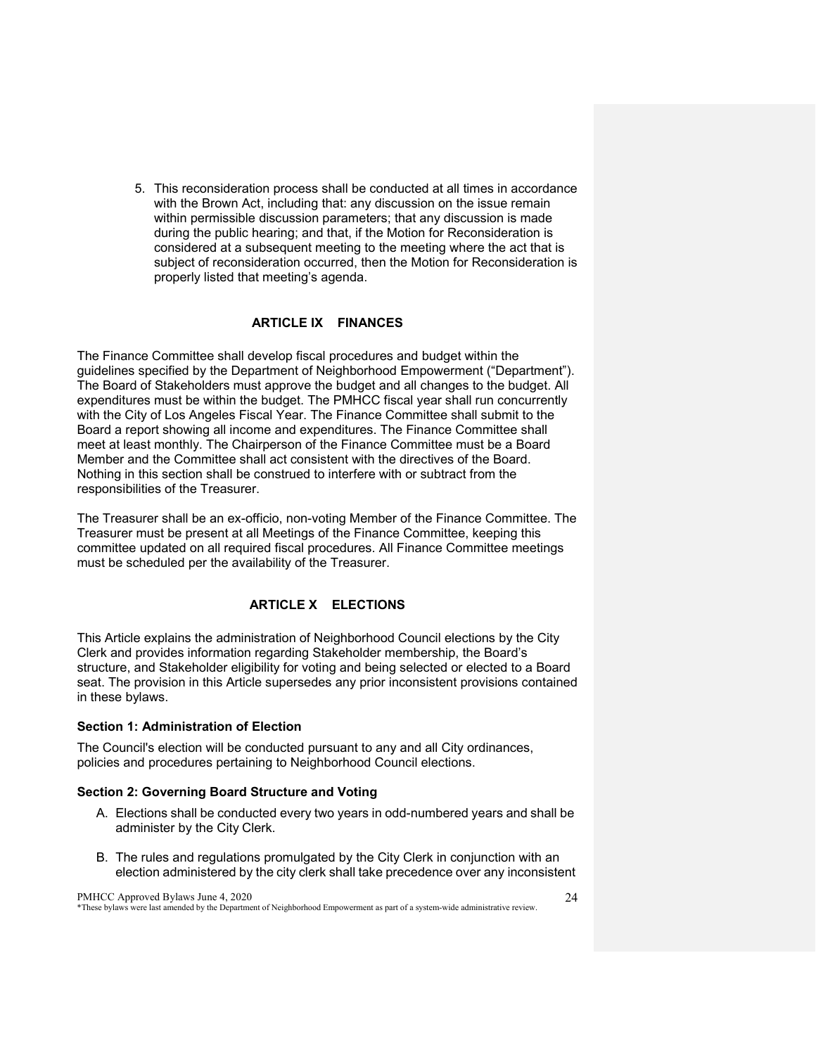5. This reconsideration process shall be conducted at all times in accordance with the Brown Act, including that: any discussion on the issue remain within permissible discussion parameters; that any discussion is made during the public hearing; and that, if the Motion for Reconsideration is considered at a subsequent meeting to the meeting where the act that is subject of reconsideration occurred, then the Motion for Reconsideration is properly listed that meeting's agenda.

## ARTICLE IX FINANCES

The Finance Committee shall develop fiscal procedures and budget within the guidelines specified by the Department of Neighborhood Empowerment ("Department"). The Board of Stakeholders must approve the budget and all changes to the budget. All expenditures must be within the budget. The PMHCC fiscal year shall run concurrently with the City of Los Angeles Fiscal Year. The Finance Committee shall submit to the Board a report showing all income and expenditures. The Finance Committee shall meet at least monthly. The Chairperson of the Finance Committee must be a Board Member and the Committee shall act consistent with the directives of the Board. Nothing in this section shall be construed to interfere with or subtract from the responsibilities of the Treasurer.

The Treasurer shall be an ex-officio, non-voting Member of the Finance Committee. The Treasurer must be present at all Meetings of the Finance Committee, keeping this committee updated on all required fiscal procedures. All Finance Committee meetings must be scheduled per the availability of the Treasurer.

## ARTICLE X ELECTIONS

This Article explains the administration of Neighborhood Council elections by the City Clerk and provides information regarding Stakeholder membership, the Board's structure, and Stakeholder eligibility for voting and being selected or elected to a Board seat. The provision in this Article supersedes any prior inconsistent provisions contained in these bylaws.

### Section 1: Administration of Election

The Council's election will be conducted pursuant to any and all City ordinances, policies and procedures pertaining to Neighborhood Council elections.

### Section 2: Governing Board Structure and Voting

A. Elections shall be conducted every two years in odd-numbered years and shall be administer by the City Clerk.

B. The rules and regulations promulgated by the City Clerk in conjunction with an election administered by the city clerk shall take precedence over any inconsistent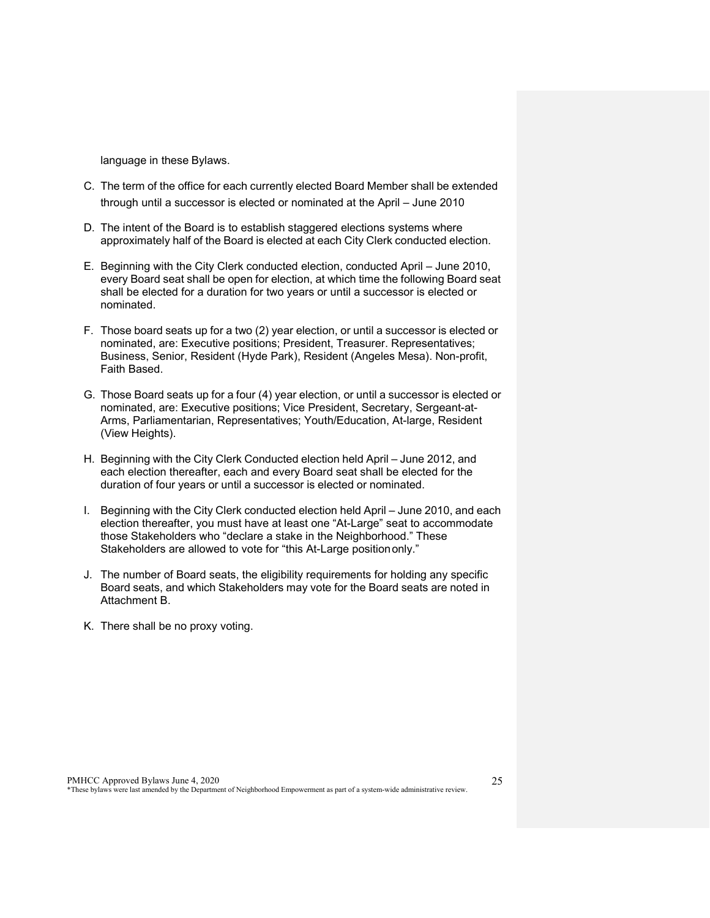language in these Bylaws.

C. The term of the office for each currently elected Board Member shall be extended through until a successor is elected or nominated at the April – June 2010

D. The intent of the Board is to establish staggered elections systems where approximately half of the Board is elected at each City Clerk conducted election.

E. Beginning with the City Clerk conducted election, conducted April – June 2010, every Board seat shall be open for election, at which time the following Board seat shall be elected for a duration for two years or until a successor is elected or nominated.

F. Those board seats up for a two (2) year election, or until a successor is elected or nominated, are: Executive positions; President, Treasurer. Representatives; Business, Senior, Resident (Hyde Park), Resident (Angeles Mesa). Non-profit, Faith Based.

G. Those Board seats up for a four (4) year election, or until a successor is elected or nominated, are: Executive positions; Vice President, Secretary, Sergeant-at-Arms, Parliamentarian, Representatives; Youth/Education, At-large, Resident (View Heights).

H. Beginning with the City Clerk Conducted election held April – June 2012, and each election thereafter, each and every Board seat shall be elected for the duration of four years or until a successor is elected or nominated.

I. Beginning with the City Clerk conducted election held April – June 2010, and each election thereafter, you must have at least one "At-Large" seat to accommodate those Stakeholders who "declare a stake in the Neighborhood." These Stakeholders are allowed to vote for "this At-Large position only."

J. The number of Board seats, the eligibility requirements for holding any specific Board seats, and which Stakeholders may vote for the Board seats are noted in Attachment B.

K. There shall be no proxy voting.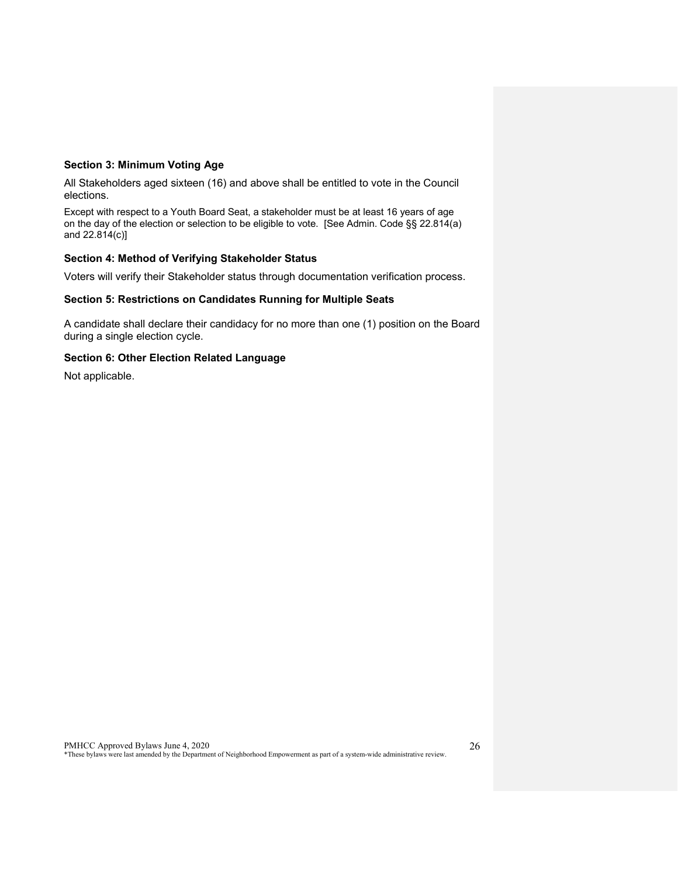### Section 3: Minimum Voting Age

All Stakeholders aged sixteen (16) and above shall be entitled to vote in the Council elections.

Except with respect to a Youth Board Seat, a stakeholder must be at least 16 years of age on the day of the election or selection to be eligible to vote. [See Admin. Code §§ 22.814(a) and 22.814(c)]

### Section 4: Method of Verifying Stakeholder Status

Voters will verify their Stakeholder status through documentation verification process.

### Section 5: Restrictions on Candidates Running for Multiple Seats

A candidate shall declare their candidacy for no more than one (1) position on the Board during a single election cycle.

### Section 6: Other Election Related Language

Not applicable.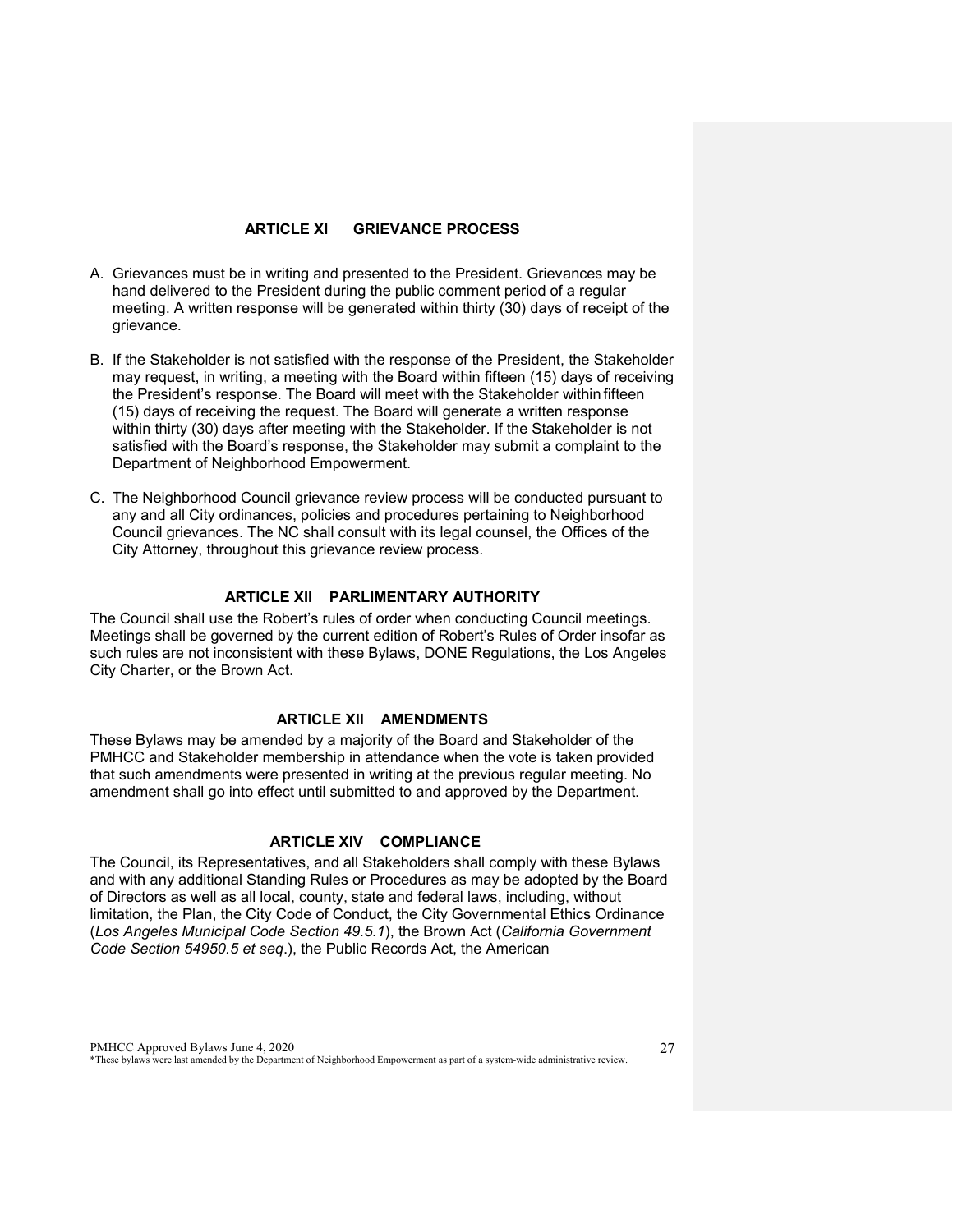## ARTICLE XI GRIEVANCE PROCESS

A. Grievances must be in writing and presented to the President. Grievances may be hand delivered to the President during the public comment period of a regular meeting. A written response will be generated within thirty (30) days of receipt of the grievance.

B. If the Stakeholder is not satisfied with the response of the President, the Stakeholder may request, in writing, a meeting with the Board within fifteen (15) days of receiving the President's response. The Board will meet with the Stakeholder within fifteen (15) days of receiving the request. The Board will generate a written response within thirty (30) days after meeting with the Stakeholder. If the Stakeholder is not satisfied with the Board's response, the Stakeholder may submit a complaint to the Department of Neighborhood Empowerment.

C. The Neighborhood Council grievance review process will be conducted pursuant to any and all City ordinances, policies and procedures pertaining to Neighborhood Council grievances. The NC shall consult with its legal counsel, the Offices of the City Attorney, throughout this grievance review process.

## ARTICLE XII PARLIMENTARY AUTHORITY

The Council shall use the Robert's rules of order when conducting Council meetings. Meetings shall be governed by the current edition of Robert's Rules of Order insofar as such rules are not inconsistent with these Bylaws, DONE Regulations, the Los Angeles City Charter, or the Brown Act.

## ARTICLE XII AMENDMENTS

These Bylaws may be amended by a majority of the Board and Stakeholder of the PMHCC and Stakeholder membership in attendance when the vote is taken provided that such amendments were presented in writing at the previous regular meeting. No amendment shall go into effect until submitted to and approved by the Department.

## ARTICLE XIV COMPLIANCE

The Council, its Representatives, and all Stakeholders shall comply with these Bylaws and with any additional Standing Rules or Procedures as may be adopted by the Board of Directors as well as all local, county, state and federal laws, including, without limitation, the Plan, the City Code of Conduct, the City Governmental Ethics Ordinance (*Los Angeles Municipal Code Section 49.5.1*), the Brown Act (*California Government Code Section 54950.5 et seq*.), the Public Records Act, the American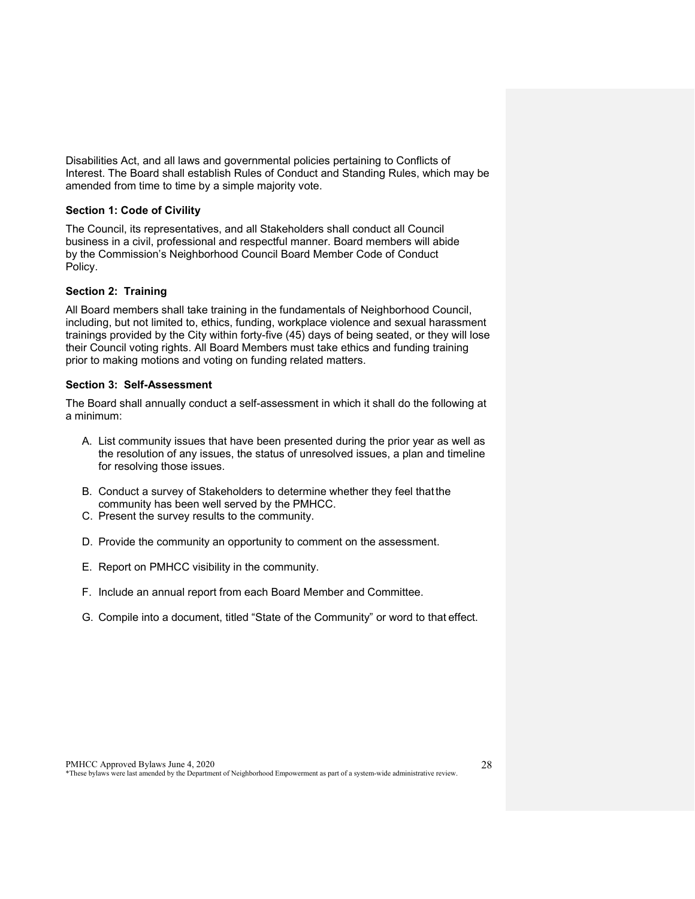Disabilities Act, and all laws and governmental policies pertaining to Conflicts of Interest. The Board shall establish Rules of Conduct and Standing Rules, which may be amended from time to time by a simple majority vote.

### Section 1: Code of Civility

The Council, its representatives, and all Stakeholders shall conduct all Council business in a civil, professional and respectful manner. Board members will abide by the Commission's Neighborhood Council Board Member Code of Conduct Policy.

### Section 2: Training

All Board members shall take training in the fundamentals of Neighborhood Council, including, but not limited to, ethics, funding, workplace violence and sexual harassment trainings provided by the City within forty-five (45) days of being seated, or they will lose their Council voting rights. All Board Members must take ethics and funding training prior to making motions and voting on funding related matters.

### Section 3: Self-Assessment

The Board shall annually conduct a self-assessment in which it shall do the following at a minimum:

A. List community issues that have been presented during the prior year as well as the resolution of any issues, the status of unresolved issues, a plan and timeline for resolving those issues.

B. Conduct a survey of Stakeholders to determine whether they feel that the community has been well served by the PMHCC.

C. Present the survey results to the community.

D. Provide the community an opportunity to comment on the assessment.

E. Report on PMHCC visibility in the community.

F. Include an annual report from each Board Member and Committee.

G. Compile into a document, titled "State of the Community" or word to that effect.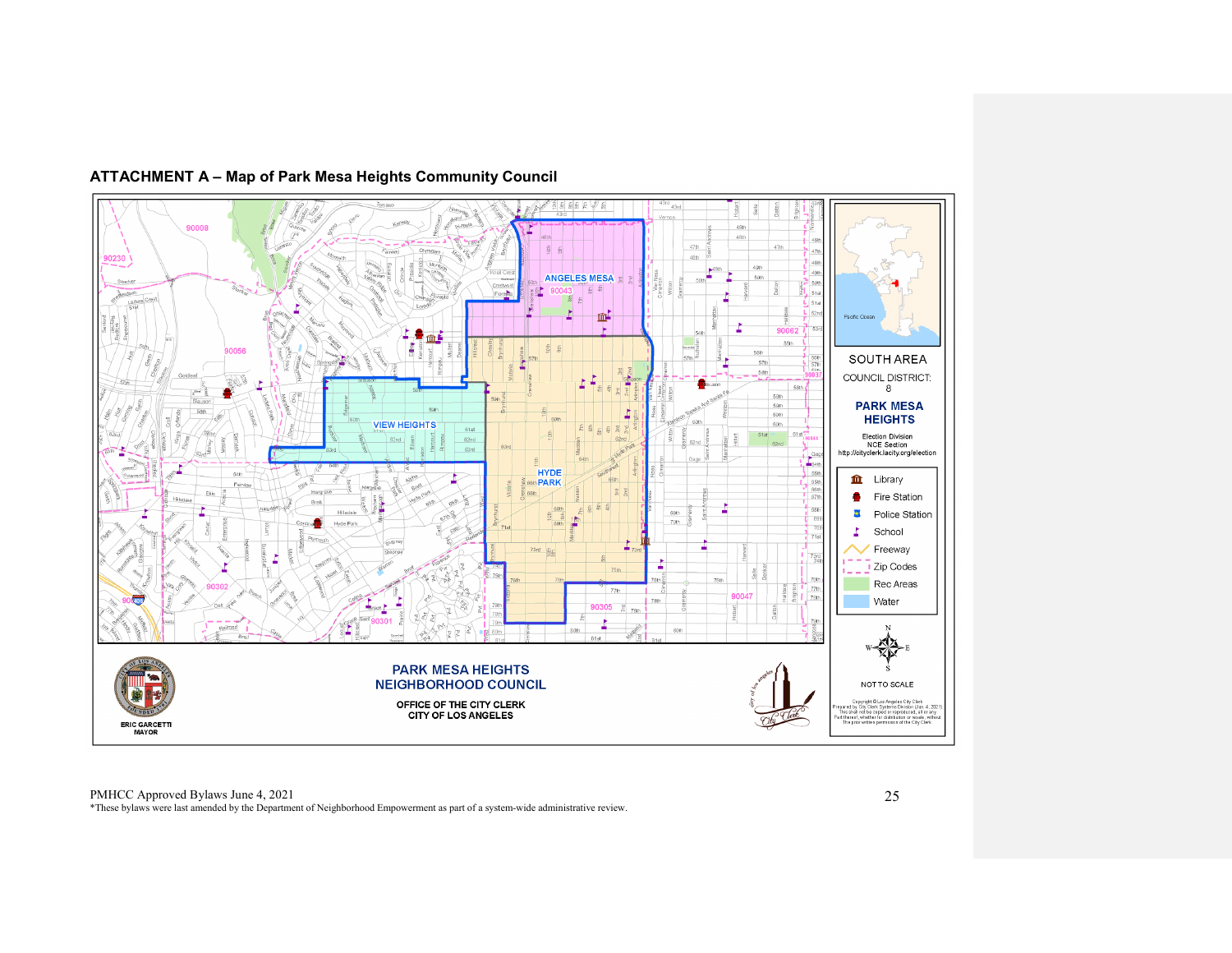## ATTACHMENT A – Map of Park Mesa Heights Community Council

ANGELES MESA

VIEW HEIGHTS

HYDE PARK

SOUTH AREA

COUNCIL DISTRICT: 8

PARK MESA HEIGHTS

Election Division
NCE Section
http://cityclerk.lacity.org/election

- Library
- Fire Station
- Police Station
- School
- Freeway
- Zip Codes
- Rec Areas
- Water

NOT TO SCALE

Copyright © Los Angeles City Clerk
Prepared by City Clerk Systems Division (Jan. 4, 2021)
This shall not be copied or reproduced, all or any part thereof, whether for distribution or resale, without the prior written permission of the City Clerk.

PARK MESA HEIGHTS NEIGHBORHOOD COUNCIL

OFFICE OF THE CITY CLERK
CITY OF LOS ANGELES

ERIC GARCETTI
MAYOR

PMHCC Approved Bylaws June 4, 2021
*These bylaws were last amended by the Department of Neighborhood Empowerment as part of a system-wide administrative review.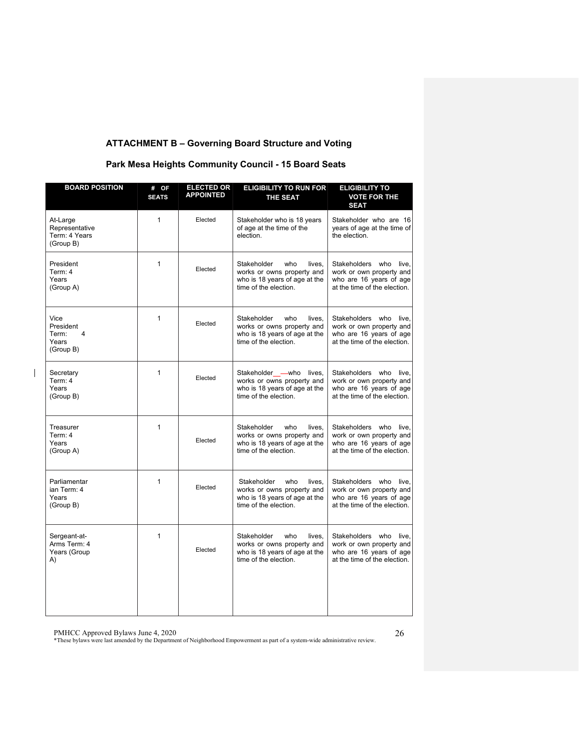## ATTACHMENT B – Governing Board Structure and Voting

### Park Mesa Heights Community Council - 15 Board Seats

| BOARD POSITION | # OF SEATS | ELECTED OR APPOINTED | ELIGIBILITY TO RUN FOR THE SEAT | ELIGIBILITY TO VOTE FOR THE SEAT |
|---|---|---|---|---|
| At-Large Representative Term: 4 Years (Group B) | 1 | Elected | Stakeholder who is 18 years of age at the time of the election. | Stakeholder who are 16 years of age at the time of the election. |
| President Term: 4 Years (Group A) | 1 | Elected | Stakeholder who lives, works or owns property and who is 18 years of age at the time of the election. | Stakeholders who live, work or own property and who are 16 years of age at the time of the election. |
| Vice President Term: 4 Years (Group B) | 1 | Elected | Stakeholder who lives, works or owns property and who is 18 years of age at the time of the election. | Stakeholders who live, work or own property and who are 16 years of age at the time of the election. |
| Secretary Term: 4 Years (Group B) | 1 | Elected | Stakeholder who lives, works or owns property and who is 18 years of age at the time of the election. | Stakeholders who live, work or own property and who are 16 years of age at the time of the election. |
| Treasurer Term: 4 Years (Group A) | 1 | Elected | Stakeholder who lives, works or owns property and who is 18 years of age at the time of the election. | Stakeholders who live, work or own property and who are 16 years of age at the time of the election. |
| Parliamentarian Term: 4 Years (Group B) | 1 | Elected | Stakeholder who lives, works or owns property and who is 18 years of age at the time of the election. | Stakeholders who live, work or own property and who are 16 years of age at the time of the election. |
| Sergeant-at-Arms Term: 4 Years (Group A) | 1 | Elected | Stakeholder who lives, works or owns property and who is 18 years of age at the time of the election. | Stakeholders who live, work or own property and who are 16 years of age at the time of the election. |

PMHCC Approved Bylaws June 4, 2020
*These bylaws were last amended by the Department of Neighborhood Empowerment as part of a system-wide administrative review.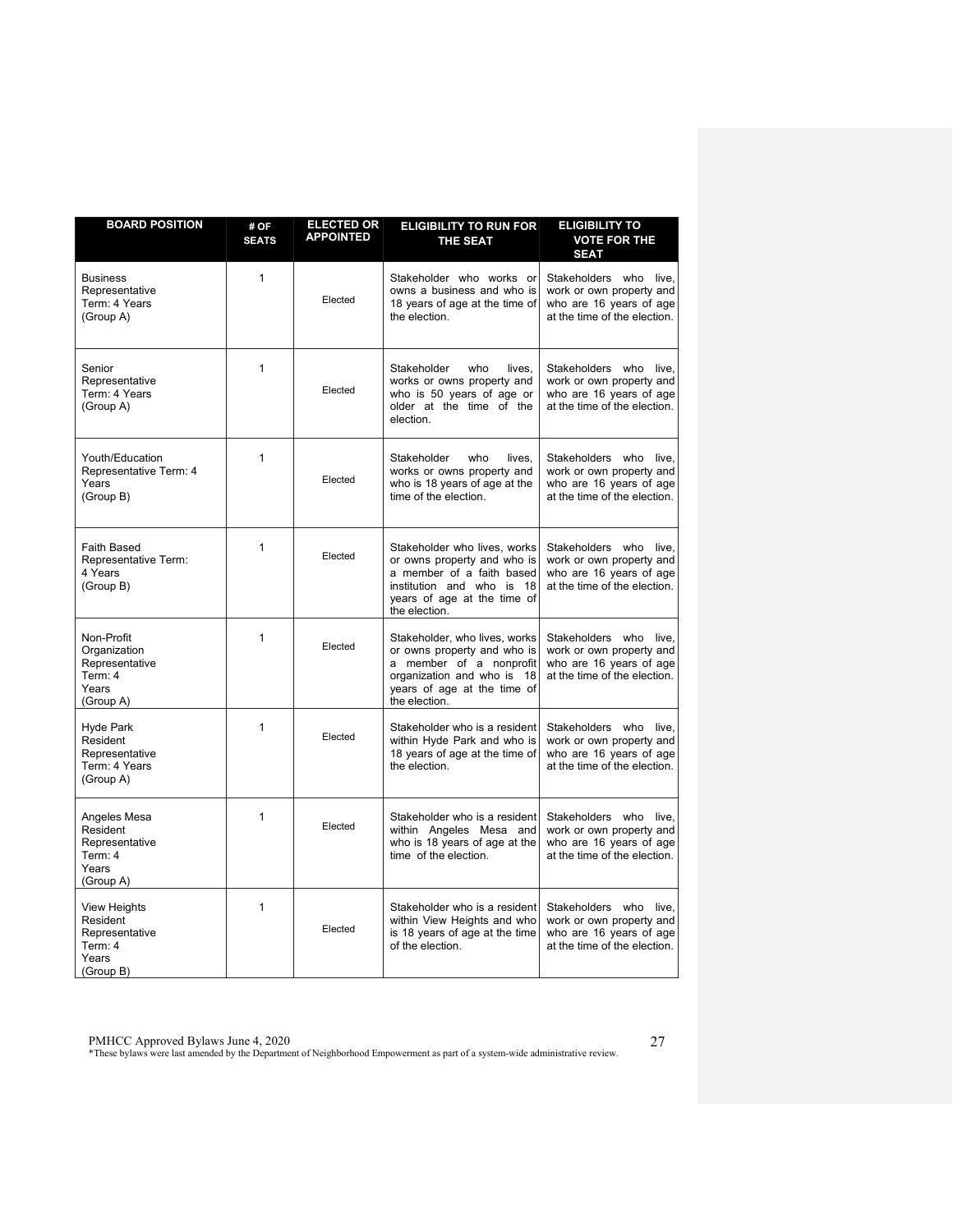| BOARD POSITION | # OF SEATS | ELECTED OR APPOINTED | ELIGIBILITY TO RUN FOR THE SEAT | ELIGIBILITY TO VOTE FOR THE SEAT |
|---|---|---|---|---|
| Business Representative Term: 4 Years (Group A) | 1 | Elected | Stakeholder who works or owns a business and who is 18 years of age at the time of the election. | Stakeholders who live, work or own property and who are 16 years of age at the time of the election. |
| Senior Representative Term: 4 Years (Group A) | 1 | Elected | Stakeholder who lives, works or owns property and who is 50 years of age or older at the time of the election. | Stakeholders who live, work or own property and who are 16 years of age at the time of the election. |
| Youth/Education Representative Term: 4 Years (Group B) | 1 | Elected | Stakeholder who lives, works or owns property and who is 18 years of age at the time of the election. | Stakeholders who live, work or own property and who are 16 years of age at the time of the election. |
| Faith Based Representative Term: 4 Years (Group B) | 1 | Elected | Stakeholder who lives, works or owns property and who is a member of a faith based institution and who is 18 years of age at the time of the election. | Stakeholders who live, work or own property and who are 16 years of age at the time of the election. |
| Non-Profit Organization Representative Term: 4 Years (Group A) | 1 | Elected | Stakeholder, who lives, works or owns property and who is a member of a nonprofit organization and who is 18 years of age at the time of the election. | Stakeholders who live, work or own property and who are 16 years of age at the time of the election. |
| Hyde Park Resident Representative Term: 4 Years (Group A) | 1 | Elected | Stakeholder who is a resident within Hyde Park and who is 18 years of age at the time of the election. | Stakeholders who live, work or own property and who are 16 years of age at the time of the election. |
| Angeles Mesa Resident Representative Term: 4 Years (Group A) | 1 | Elected | Stakeholder who is a resident within Angeles Mesa and who is 18 years of age at the time of the election. | Stakeholders who live, work or own property and who are 16 years of age at the time of the election. |
| View Heights Resident Representative Term: 4 Years (Group B) | 1 | Elected | Stakeholder who is a resident within View Heights and who is 18 years of age at the time of the election. | Stakeholders who live, work or own property and who are 16 years of age at the time of the election. |

PMHCC Approved Bylaws June 4, 2020
*These bylaws were last amended by the Department of Neighborhood Empowerment as part of a system-wide administrative review.